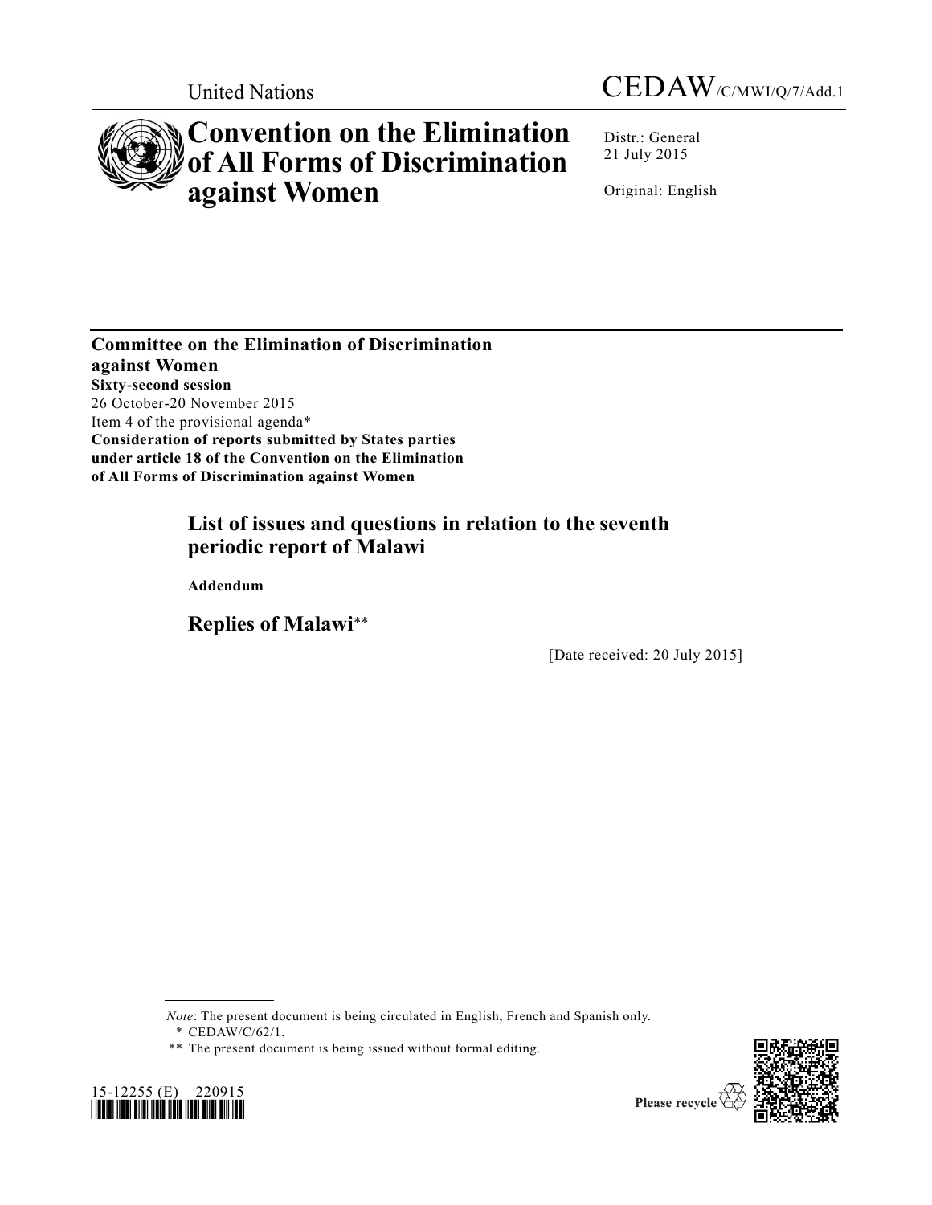United Nations

CEDAW/C/MWI/Q/7/Add.1

# Convention on the Elimination of All Forms of Discrimination against Women

Distr.: General
21 July 2015

Original: English

**Committee on the Elimination of Discrimination against Women**
**Sixty-second session**
26 October-20 November 2015
Item 4 of the provisional agenda*
**Consideration of reports submitted by States parties under article 18 of the Convention on the Elimination of All Forms of Discrimination against Women**

## List of issues and questions in relation to the seventh periodic report of Malawi

**Addendum**

## Replies of Malawi**

[Date received: 20 July 2015]

*Note*: The present document is being circulated in English, French and Spanish only.

\* CEDAW/C/62/1.

** The present document is being issued without formal editing.

15-12255 (E) 220915

Please recycle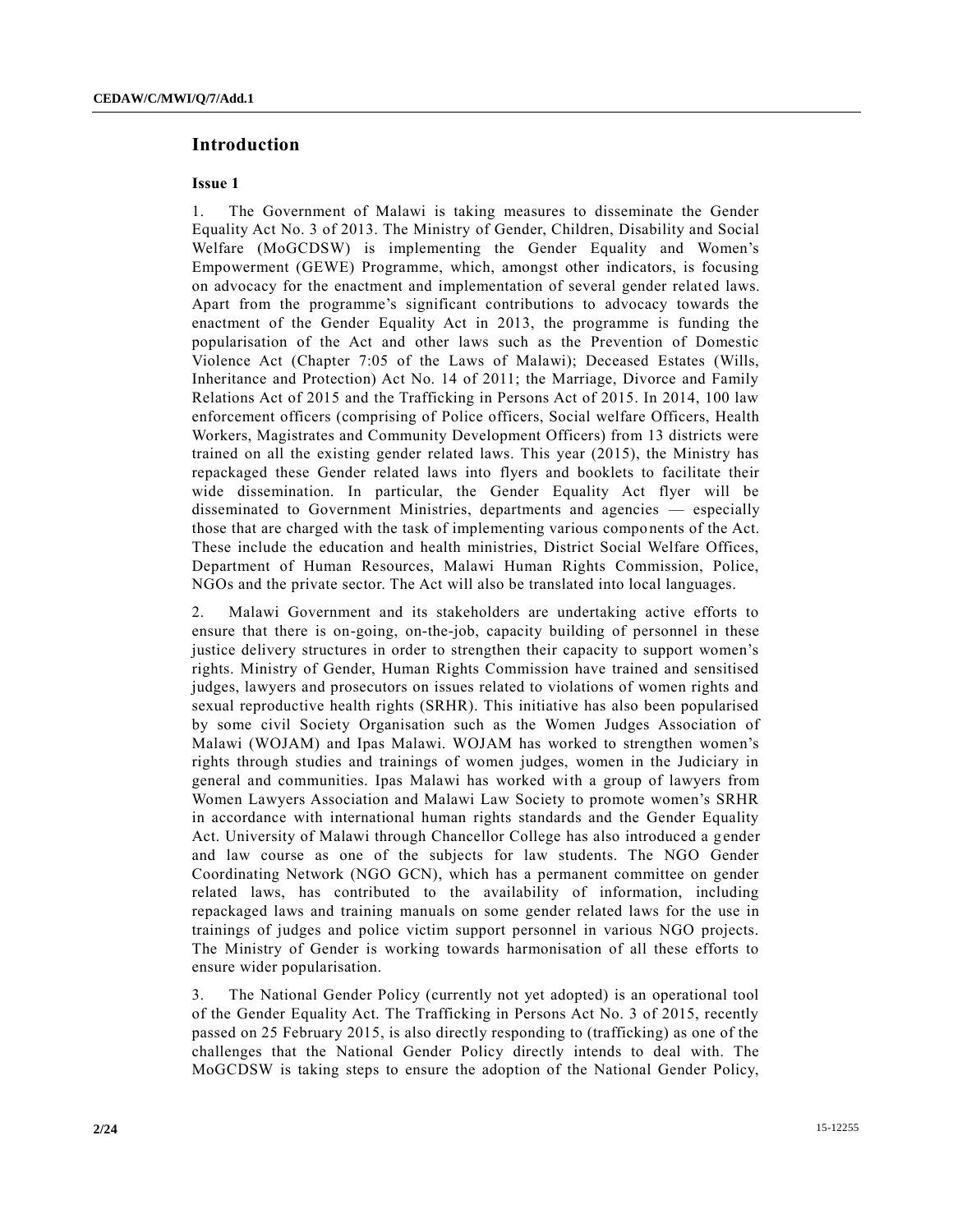## Introduction

### Issue 1

1. The Government of Malawi is taking measures to disseminate the Gender Equality Act No. 3 of 2013. The Ministry of Gender, Children, Disability and Social Welfare (MoGCDSW) is implementing the Gender Equality and Women's Empowerment (GEWE) Programme, which, amongst other indicators, is focusing on advocacy for the enactment and implementation of several gender related laws. Apart from the programme's significant contributions to advocacy towards the enactment of the Gender Equality Act in 2013, the programme is funding the popularisation of the Act and other laws such as the Prevention of Domestic Violence Act (Chapter 7:05 of the Laws of Malawi); Deceased Estates (Wills, Inheritance and Protection) Act No. 14 of 2011; the Marriage, Divorce and Family Relations Act of 2015 and the Trafficking in Persons Act of 2015. In 2014, 100 law enforcement officers (comprising of Police officers, Social welfare Officers, Health Workers, Magistrates and Community Development Officers) from 13 districts were trained on all the existing gender related laws. This year (2015), the Ministry has repackaged these Gender related laws into flyers and booklets to facilitate their wide dissemination. In particular, the Gender Equality Act flyer will be disseminated to Government Ministries, departments and agencies — especially those that are charged with the task of implementing various components of the Act. These include the education and health ministries, District Social Welfare Offices, Department of Human Resources, Malawi Human Rights Commission, Police, NGOs and the private sector. The Act will also be translated into local languages.

2. Malawi Government and its stakeholders are undertaking active efforts to ensure that there is on-going, on-the-job, capacity building of personnel in these justice delivery structures in order to strengthen their capacity to support women's rights. Ministry of Gender, Human Rights Commission have trained and sensitised judges, lawyers and prosecutors on issues related to violations of women rights and sexual reproductive health rights (SRHR). This initiative has also been popularised by some civil Society Organisation such as the Women Judges Association of Malawi (WOJAM) and Ipas Malawi. WOJAM has worked to strengthen women's rights through studies and trainings of women judges, women in the Judiciary in general and communities. Ipas Malawi has worked with a group of lawyers from Women Lawyers Association and Malawi Law Society to promote women's SRHR in accordance with international human rights standards and the Gender Equality Act. University of Malawi through Chancellor College has also introduced a gender and law course as one of the subjects for law students. The NGO Gender Coordinating Network (NGO GCN), which has a permanent committee on gender related laws, has contributed to the availability of information, including repackaged laws and training manuals on some gender related laws for the use in trainings of judges and police victim support personnel in various NGO projects. The Ministry of Gender is working towards harmonisation of all these efforts to ensure wider popularisation.

3. The National Gender Policy (currently not yet adopted) is an operational tool of the Gender Equality Act. The Trafficking in Persons Act No. 3 of 2015, recently passed on 25 February 2015, is also directly responding to (trafficking) as one of the challenges that the National Gender Policy directly intends to deal with. The MoGCDSW is taking steps to ensure the adoption of the National Gender Policy,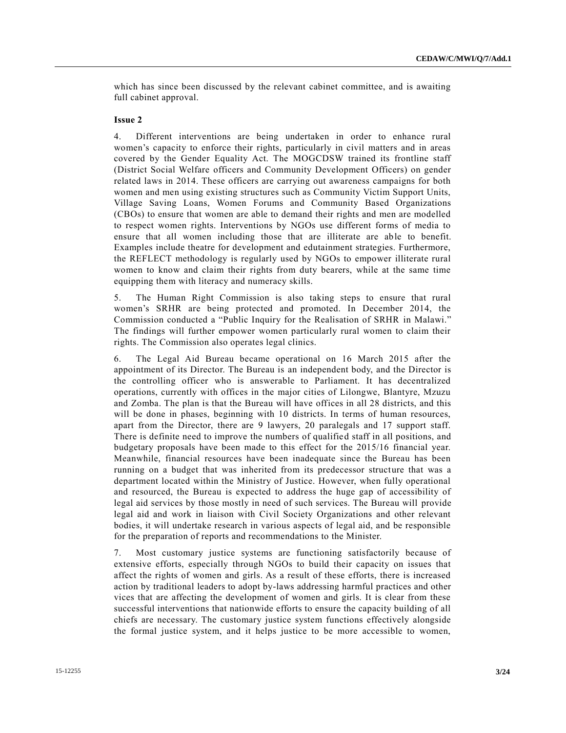which has since been discussed by the relevant cabinet committee, and is awaiting full cabinet approval.

**Issue 2**

4. Different interventions are being undertaken in order to enhance rural women's capacity to enforce their rights, particularly in civil matters and in areas covered by the Gender Equality Act. The MOGCDSW trained its frontline staff (District Social Welfare officers and Community Development Officers) on gender related laws in 2014. These officers are carrying out awareness campaigns for both women and men using existing structures such as Community Victim Support Units, Village Saving Loans, Women Forums and Community Based Organizations (CBOs) to ensure that women are able to demand their rights and men are modelled to respect women rights. Interventions by NGOs use different forms of media to ensure that all women including those that are illiterate are able to benefit. Examples include theatre for development and edutainment strategies. Furthermore, the REFLECT methodology is regularly used by NGOs to empower illiterate rural women to know and claim their rights from duty bearers, while at the same time equipping them with literacy and numeracy skills.

5. The Human Right Commission is also taking steps to ensure that rural women's SRHR are being protected and promoted. In December 2014, the Commission conducted a "Public Inquiry for the Realisation of SRHR in Malawi." The findings will further empower women particularly rural women to claim their rights. The Commission also operates legal clinics.

6. The Legal Aid Bureau became operational on 16 March 2015 after the appointment of its Director. The Bureau is an independent body, and the Director is the controlling officer who is answerable to Parliament. It has decentralized operations, currently with offices in the major cities of Lilongwe, Blantyre, Mzuzu and Zomba. The plan is that the Bureau will have offices in all 28 districts, and this will be done in phases, beginning with 10 districts. In terms of human resources, apart from the Director, there are 9 lawyers, 20 paralegals and 17 support staff. There is definite need to improve the numbers of qualified staff in all positions, and budgetary proposals have been made to this effect for the 2015/16 financial year. Meanwhile, financial resources have been inadequate since the Bureau has been running on a budget that was inherited from its predecessor structure that was a department located within the Ministry of Justice. However, when fully operational and resourced, the Bureau is expected to address the huge gap of accessibility of legal aid services by those mostly in need of such services. The Bureau will provide legal aid and work in liaison with Civil Society Organizations and other relevant bodies, it will undertake research in various aspects of legal aid, and be responsible for the preparation of reports and recommendations to the Minister.

7. Most customary justice systems are functioning satisfactorily because of extensive efforts, especially through NGOs to build their capacity on issues that affect the rights of women and girls. As a result of these efforts, there is increased action by traditional leaders to adopt by-laws addressing harmful practices and other vices that are affecting the development of women and girls. It is clear from these successful interventions that nationwide efforts to ensure the capacity building of all chiefs are necessary. The customary justice system functions effectively alongside the formal justice system, and it helps justice to be more accessible to women,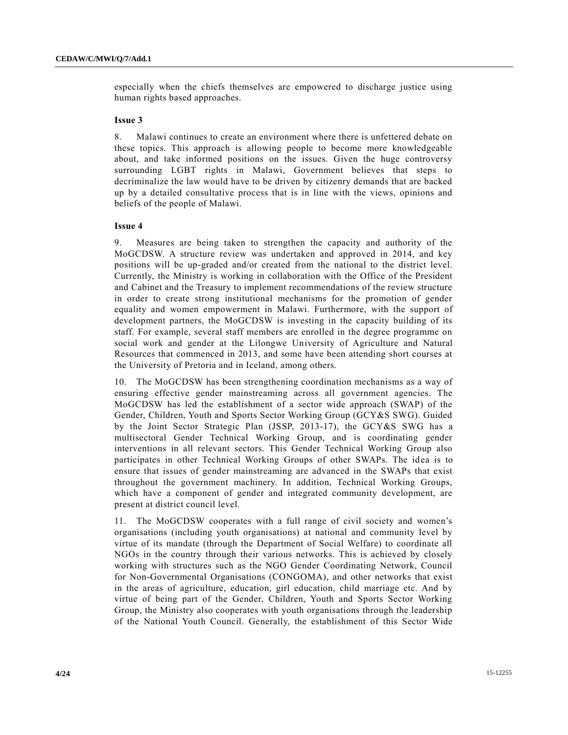especially when the chiefs themselves are empowered to discharge justice using human rights based approaches.

**Issue 3**

8. Malawi continues to create an environment where there is unfettered debate on these topics. This approach is allowing people to become more knowledgeable about, and take informed positions on the issues. Given the huge controversy surrounding LGBT rights in Malawi, Government believes that steps to decriminalize the law would have to be driven by citizenry demands that are backed up by a detailed consultative process that is in line with the views, opinions and beliefs of the people of Malawi.

**Issue 4**

9. Measures are being taken to strengthen the capacity and authority of the MoGCDSW. A structure review was undertaken and approved in 2014, and key positions will be up-graded and/or created from the national to the district level. Currently, the Ministry is working in collaboration with the Office of the President and Cabinet and the Treasury to implement recommendations of the review structure in order to create strong institutional mechanisms for the promotion of gender equality and women empowerment in Malawi. Furthermore, with the support of development partners, the MoGCDSW is investing in the capacity building of its staff. For example, several staff members are enrolled in the degree programme on social work and gender at the Lilongwe University of Agriculture and Natural Resources that commenced in 2013, and some have been attending short courses at the University of Pretoria and in Iceland, among others.

10. The MoGCDSW has been strengthening coordination mechanisms as a way of ensuring effective gender mainstreaming across all government agencies. The MoGCDSW has led the establishment of a sector wide approach (SWAP) of the Gender, Children, Youth and Sports Sector Working Group (GCY&S SWG). Guided by the Joint Sector Strategic Plan (JSSP, 2013-17), the GCY&S SWG has a multisectoral Gender Technical Working Group, and is coordinating gender interventions in all relevant sectors. This Gender Technical Working Group also participates in other Technical Working Groups of other SWAPs. The idea is to ensure that issues of gender mainstreaming are advanced in the SWAPs that exist throughout the government machinery. In addition, Technical Working Groups, which have a component of gender and integrated community development, are present at district council level.

11. The MoGCDSW cooperates with a full range of civil society and women's organisations (including youth organisations) at national and community level by virtue of its mandate (through the Department of Social Welfare) to coordinate all NGOs in the country through their various networks. This is achieved by closely working with structures such as the NGO Gender Coordinating Network, Council for Non-Governmental Organisations (CONGOMA), and other networks that exist in the areas of agriculture, education, girl education, child marriage etc. And by virtue of being part of the Gender, Children, Youth and Sports Sector Working Group, the Ministry also cooperates with youth organisations through the leadership of the National Youth Council. Generally, the establishment of this Sector Wide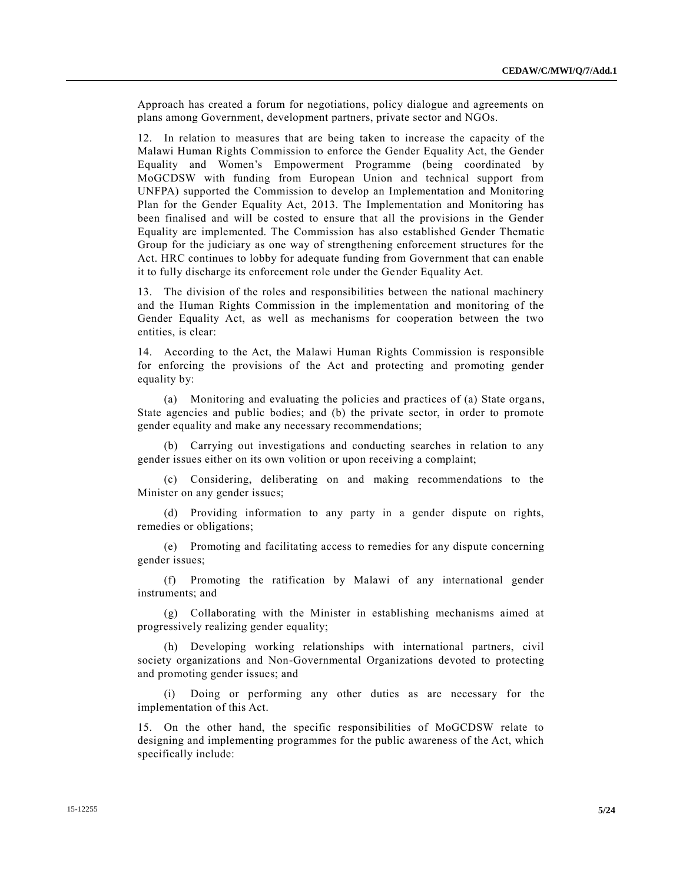Approach has created a forum for negotiations, policy dialogue and agreements on plans among Government, development partners, private sector and NGOs.

12. In relation to measures that are being taken to increase the capacity of the Malawi Human Rights Commission to enforce the Gender Equality Act, the Gender Equality and Women's Empowerment Programme (being coordinated by MoGCDSW with funding from European Union and technical support from UNFPA) supported the Commission to develop an Implementation and Monitoring Plan for the Gender Equality Act, 2013. The Implementation and Monitoring has been finalised and will be costed to ensure that all the provisions in the Gender Equality are implemented. The Commission has also established Gender Thematic Group for the judiciary as one way of strengthening enforcement structures for the Act. HRC continues to lobby for adequate funding from Government that can enable it to fully discharge its enforcement role under the Gender Equality Act.

13. The division of the roles and responsibilities between the national machinery and the Human Rights Commission in the implementation and monitoring of the Gender Equality Act, as well as mechanisms for cooperation between the two entities, is clear:

14. According to the Act, the Malawi Human Rights Commission is responsible for enforcing the provisions of the Act and protecting and promoting gender equality by:

(a) Monitoring and evaluating the policies and practices of (a) State organs, State agencies and public bodies; and (b) the private sector, in order to promote gender equality and make any necessary recommendations;

(b) Carrying out investigations and conducting searches in relation to any gender issues either on its own volition or upon receiving a complaint;

(c) Considering, deliberating on and making recommendations to the Minister on any gender issues;

(d) Providing information to any party in a gender dispute on rights, remedies or obligations;

(e) Promoting and facilitating access to remedies for any dispute concerning gender issues;

(f) Promoting the ratification by Malawi of any international gender instruments; and

(g) Collaborating with the Minister in establishing mechanisms aimed at progressively realizing gender equality;

(h) Developing working relationships with international partners, civil society organizations and Non-Governmental Organizations devoted to protecting and promoting gender issues; and

(i) Doing or performing any other duties as are necessary for the implementation of this Act.

15. On the other hand, the specific responsibilities of MoGCDSW relate to designing and implementing programmes for the public awareness of the Act, which specifically include: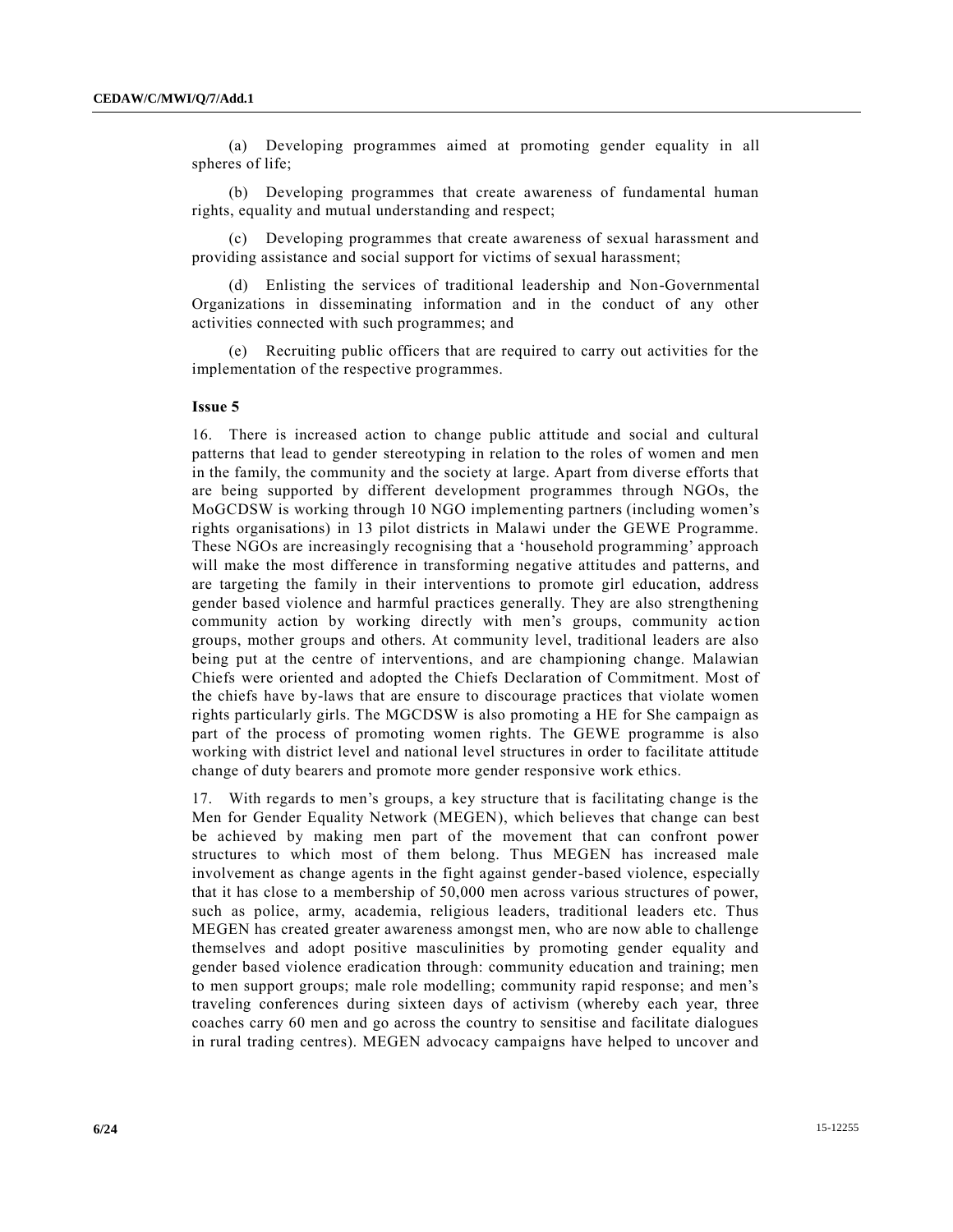(a) Developing programmes aimed at promoting gender equality in all spheres of life;

(b) Developing programmes that create awareness of fundamental human rights, equality and mutual understanding and respect;

(c) Developing programmes that create awareness of sexual harassment and providing assistance and social support for victims of sexual harassment;

(d) Enlisting the services of traditional leadership and Non-Governmental Organizations in disseminating information and in the conduct of any other activities connected with such programmes; and

(e) Recruiting public officers that are required to carry out activities for the implementation of the respective programmes.

**Issue 5**

16. There is increased action to change public attitude and social and cultural patterns that lead to gender stereotyping in relation to the roles of women and men in the family, the community and the society at large. Apart from diverse efforts that are being supported by different development programmes through NGOs, the MoGCDSW is working through 10 NGO implementing partners (including women's rights organisations) in 13 pilot districts in Malawi under the GEWE Programme. These NGOs are increasingly recognising that a 'household programming' approach will make the most difference in transforming negative attitudes and patterns, and are targeting the family in their interventions to promote girl education, address gender based violence and harmful practices generally. They are also strengthening community action by working directly with men's groups, community action groups, mother groups and others. At community level, traditional leaders are also being put at the centre of interventions, and are championing change. Malawian Chiefs were oriented and adopted the Chiefs Declaration of Commitment. Most of the chiefs have by-laws that are ensure to discourage practices that violate women rights particularly girls. The MGCDSW is also promoting a HE for She campaign as part of the process of promoting women rights. The GEWE programme is also working with district level and national level structures in order to facilitate attitude change of duty bearers and promote more gender responsive work ethics.

17. With regards to men's groups, a key structure that is facilitating change is the Men for Gender Equality Network (MEGEN), which believes that change can best be achieved by making men part of the movement that can confront power structures to which most of them belong. Thus MEGEN has increased male involvement as change agents in the fight against gender-based violence, especially that it has close to a membership of 50,000 men across various structures of power, such as police, army, academia, religious leaders, traditional leaders etc. Thus MEGEN has created greater awareness amongst men, who are now able to challenge themselves and adopt positive masculinities by promoting gender equality and gender based violence eradication through: community education and training; men to men support groups; male role modelling; community rapid response; and men's traveling conferences during sixteen days of activism (whereby each year, three coaches carry 60 men and go across the country to sensitise and facilitate dialogues in rural trading centres). MEGEN advocacy campaigns have helped to uncover and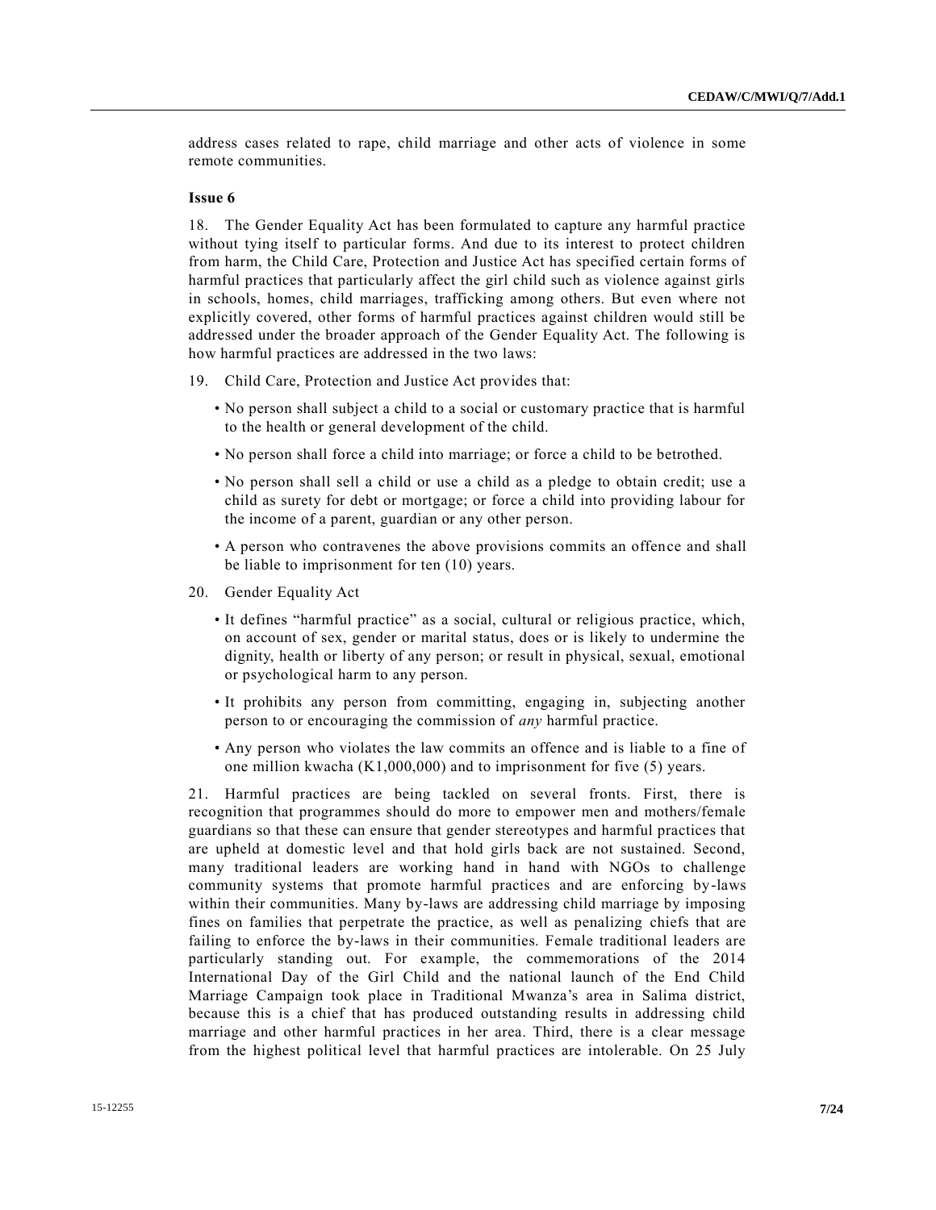address cases related to rape, child marriage and other acts of violence in some remote communities.

### Issue 6

18. The Gender Equality Act has been formulated to capture any harmful practice without tying itself to particular forms. And due to its interest to protect children from harm, the Child Care, Protection and Justice Act has specified certain forms of harmful practices that particularly affect the girl child such as violence against girls in schools, homes, child marriages, trafficking among others. But even where not explicitly covered, other forms of harmful practices against children would still be addressed under the broader approach of the Gender Equality Act. The following is how harmful practices are addressed in the two laws:

19. Child Care, Protection and Justice Act provides that:

- No person shall subject a child to a social or customary practice that is harmful to the health or general development of the child.
- No person shall force a child into marriage; or force a child to be betrothed.
- No person shall sell a child or use a child as a pledge to obtain credit; use a child as surety for debt or mortgage; or force a child into providing labour for the income of a parent, guardian or any other person.
- A person who contravenes the above provisions commits an offence and shall be liable to imprisonment for ten (10) years.

20. Gender Equality Act

- It defines "harmful practice" as a social, cultural or religious practice, which, on account of sex, gender or marital status, does or is likely to undermine the dignity, health or liberty of any person; or result in physical, sexual, emotional or psychological harm to any person.
- It prohibits any person from committing, engaging in, subjecting another person to or encouraging the commission of *any* harmful practice.
- Any person who violates the law commits an offence and is liable to a fine of one million kwacha (K1,000,000) and to imprisonment for five (5) years.

21. Harmful practices are being tackled on several fronts. First, there is recognition that programmes should do more to empower men and mothers/female guardians so that these can ensure that gender stereotypes and harmful practices that are upheld at domestic level and that hold girls back are not sustained. Second, many traditional leaders are working hand in hand with NGOs to challenge community systems that promote harmful practices and are enforcing by-laws within their communities. Many by-laws are addressing child marriage by imposing fines on families that perpetrate the practice, as well as penalizing chiefs that are failing to enforce the by-laws in their communities. Female traditional leaders are particularly standing out. For example, the commemorations of the 2014 International Day of the Girl Child and the national launch of the End Child Marriage Campaign took place in Traditional Mwanza's area in Salima district, because this is a chief that has produced outstanding results in addressing child marriage and other harmful practices in her area. Third, there is a clear message from the highest political level that harmful practices are intolerable. On 25 July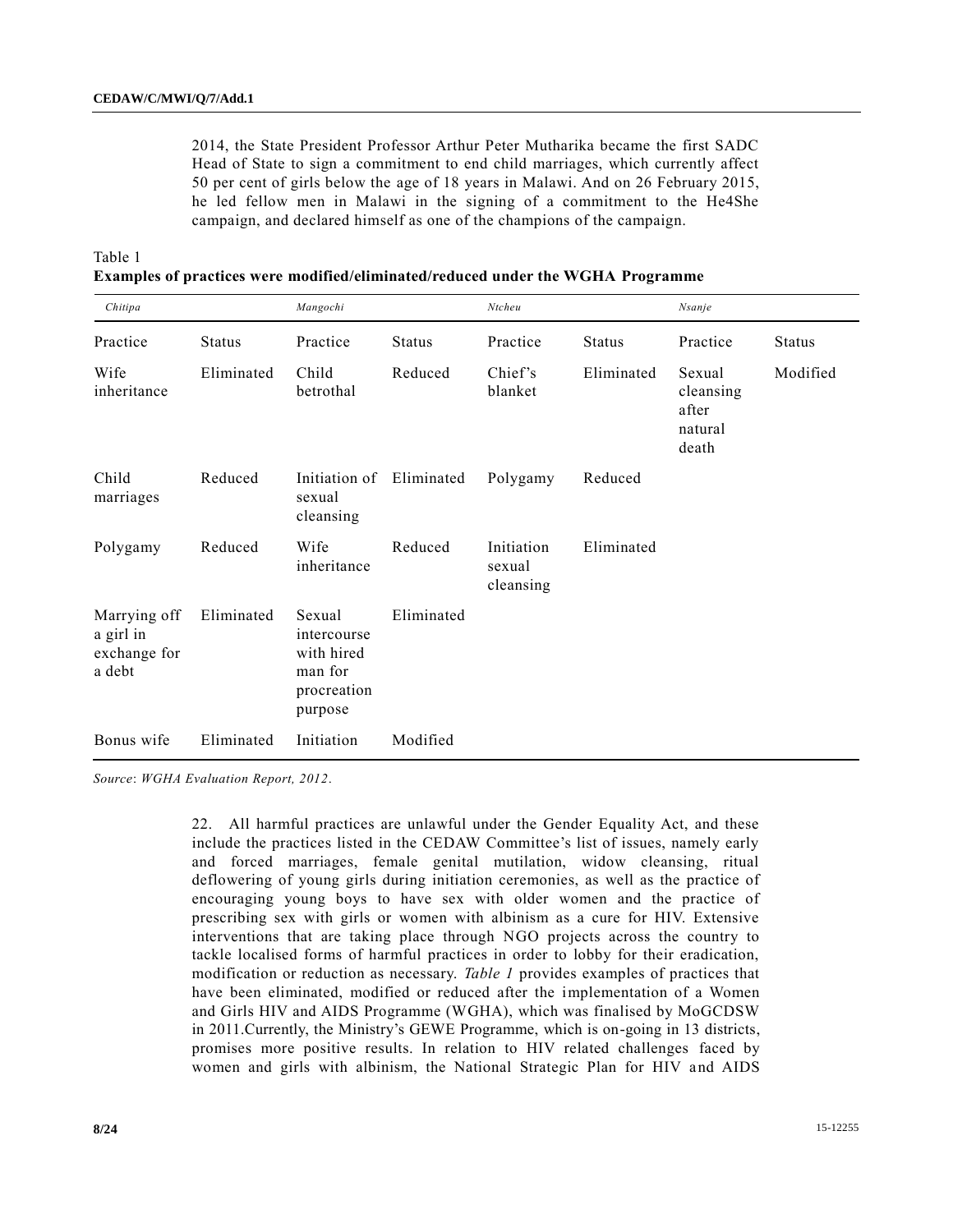2014, the State President Professor Arthur Peter Mutharika became the first SADC Head of State to sign a commitment to end child marriages, which currently affect 50 per cent of girls below the age of 18 years in Malawi. And on 26 February 2015, he led fellow men in Malawi in the signing of a commitment to the He4She campaign, and declared himself as one of the champions of the campaign.

Table 1
**Examples of practices were modified/eliminated/reduced under the WGHA Programme**

| *Chitipa* | | *Mangochi* | | *Ntcheu* | | *Nsanje* | |
|---|---|---|---|---|---|---|---|
| Practice | Status | Practice | Status | Practice | Status | Practice | Status |
| Wife inheritance | Eliminated | Child betrothal | Reduced | Chief's blanket | Eliminated | Sexual cleansing after natural death | Modified |
| Child marriages | Reduced | Initiation of sexual cleansing | Eliminated | Polygamy | Reduced | | |
| Polygamy | Reduced | Wife inheritance | Reduced | Initiation sexual cleansing | Eliminated | | |
| Marrying off a girl in exchange for a debt | Eliminated | Sexual intercourse with hired man for procreation purpose | Eliminated | | | | |
| Bonus wife | Eliminated | Initiation | Modified | | | | |

*Source*: *WGHA Evaluation Report, 2012*.

22. All harmful practices are unlawful under the Gender Equality Act, and these include the practices listed in the CEDAW Committee's list of issues, namely early and forced marriages, female genital mutilation, widow cleansing, ritual deflowering of young girls during initiation ceremonies, as well as the practice of encouraging young boys to have sex with older women and the practice of prescribing sex with girls or women with albinism as a cure for HIV. Extensive interventions that are taking place through NGO projects across the country to tackle localised forms of harmful practices in order to lobby for their eradication, modification or reduction as necessary. *Table 1* provides examples of practices that have been eliminated, modified or reduced after the implementation of a Women and Girls HIV and AIDS Programme (WGHA), which was finalised by MoGCDSW in 2011.Currently, the Ministry's GEWE Programme, which is on-going in 13 districts, promises more positive results. In relation to HIV related challenges faced by women and girls with albinism, the National Strategic Plan for HIV and AIDS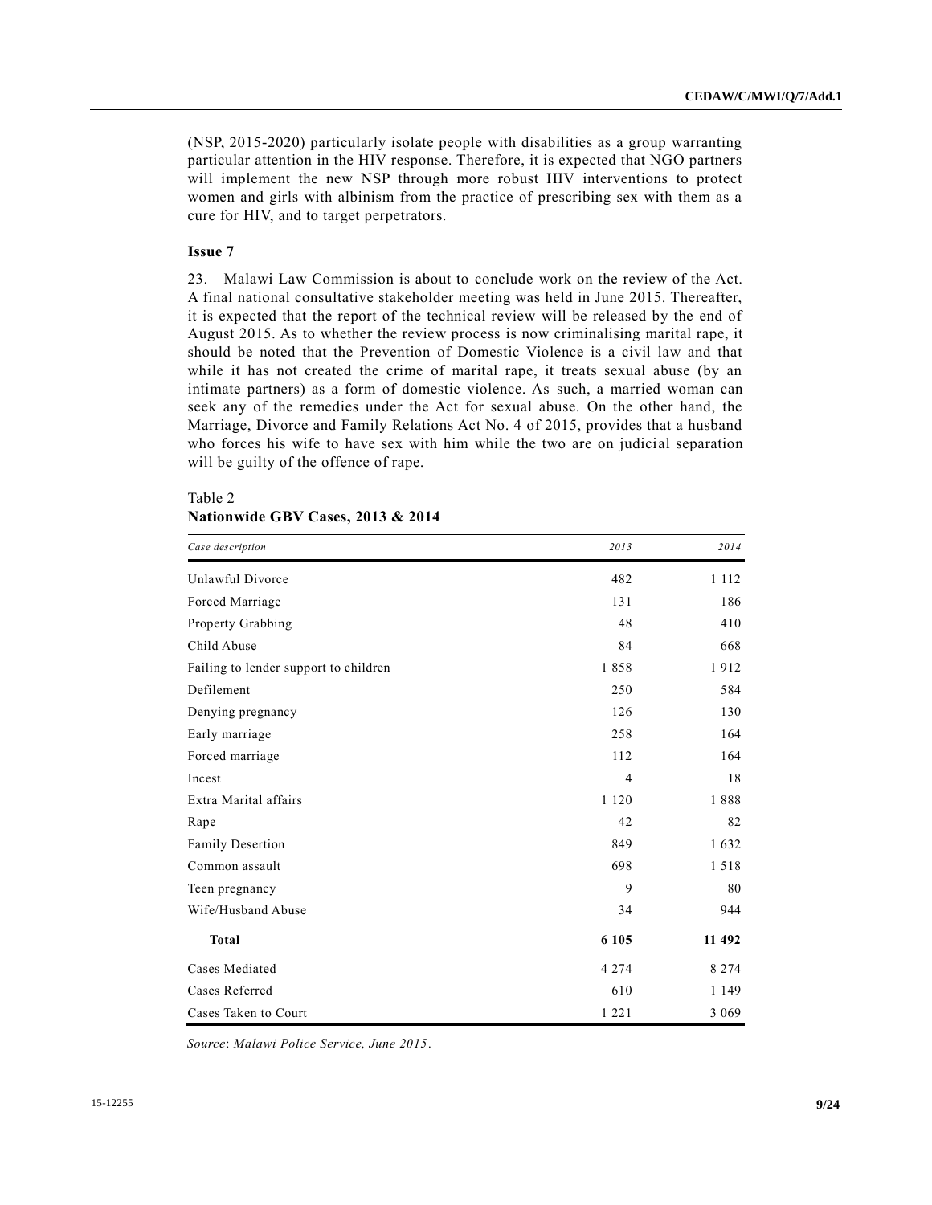(NSP, 2015-2020) particularly isolate people with disabilities as a group warranting particular attention in the HIV response. Therefore, it is expected that NGO partners will implement the new NSP through more robust HIV interventions to protect women and girls with albinism from the practice of prescribing sex with them as a cure for HIV, and to target perpetrators.

### Issue 7

23. Malawi Law Commission is about to conclude work on the review of the Act. A final national consultative stakeholder meeting was held in June 2015. Thereafter, it is expected that the report of the technical review will be released by the end of August 2015. As to whether the review process is now criminalising marital rape, it should be noted that the Prevention of Domestic Violence is a civil law and that while it has not created the crime of marital rape, it treats sexual abuse (by an intimate partners) as a form of domestic violence. As such, a married woman can seek any of the remedies under the Act for sexual abuse. On the other hand, the Marriage, Divorce and Family Relations Act No. 4 of 2015, provides that a husband who forces his wife to have sex with him while the two are on judicial separation will be guilty of the offence of rape.

Table 2
**Nationwide GBV Cases, 2013 & 2014**

| *Case description* | *2013* | *2014* |
|---|---|---|
| Unlawful Divorce | 482 | 1 112 |
| Forced Marriage | 131 | 186 |
| Property Grabbing | 48 | 410 |
| Child Abuse | 84 | 668 |
| Failing to lender support to children | 1 858 | 1 912 |
| Defilement | 250 | 584 |
| Denying pregnancy | 126 | 130 |
| Early marriage | 258 | 164 |
| Forced marriage | 112 | 164 |
| Incest | 4 | 18 |
| Extra Marital affairs | 1 120 | 1 888 |
| Rape | 42 | 82 |
| Family Desertion | 849 | 1 632 |
| Common assault | 698 | 1 518 |
| Teen pregnancy | 9 | 80 |
| Wife/Husband Abuse | 34 | 944 |
| **Total** | **6 105** | **11 492** |
| Cases Mediated | 4 274 | 8 274 |
| Cases Referred | 610 | 1 149 |
| Cases Taken to Court | 1 221 | 3 069 |

*Source*: *Malawi Police Service, June 2015*.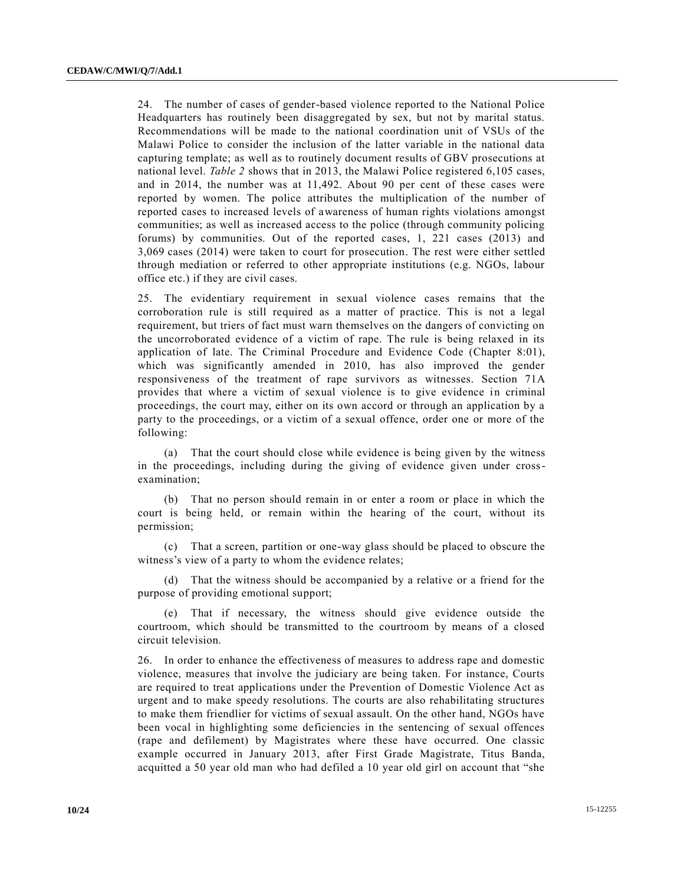24. The number of cases of gender-based violence reported to the National Police Headquarters has routinely been disaggregated by sex, but not by marital status. Recommendations will be made to the national coordination unit of VSUs of the Malawi Police to consider the inclusion of the latter variable in the national data capturing template; as well as to routinely document results of GBV prosecutions at national level. *Table 2* shows that in 2013, the Malawi Police registered 6,105 cases, and in 2014, the number was at 11,492. About 90 per cent of these cases were reported by women. The police attributes the multiplication of the number of reported cases to increased levels of awareness of human rights violations amongst communities; as well as increased access to the police (through community policing forums) by communities. Out of the reported cases, 1, 221 cases (2013) and 3,069 cases (2014) were taken to court for prosecution. The rest were either settled through mediation or referred to other appropriate institutions (e.g. NGOs, labour office etc.) if they are civil cases.

25. The evidentiary requirement in sexual violence cases remains that the corroboration rule is still required as a matter of practice. This is not a legal requirement, but triers of fact must warn themselves on the dangers of convicting on the uncorroborated evidence of a victim of rape. The rule is being relaxed in its application of late. The Criminal Procedure and Evidence Code (Chapter 8:01), which was significantly amended in 2010, has also improved the gender responsiveness of the treatment of rape survivors as witnesses. Section 71A provides that where a victim of sexual violence is to give evidence in criminal proceedings, the court may, either on its own accord or through an application by a party to the proceedings, or a victim of a sexual offence, order one or more of the following:

(a) That the court should close while evidence is being given by the witness in the proceedings, including during the giving of evidence given under cross-examination;

(b) That no person should remain in or enter a room or place in which the court is being held, or remain within the hearing of the court, without its permission;

(c) That a screen, partition or one-way glass should be placed to obscure the witness's view of a party to whom the evidence relates;

(d) That the witness should be accompanied by a relative or a friend for the purpose of providing emotional support;

(e) That if necessary, the witness should give evidence outside the courtroom, which should be transmitted to the courtroom by means of a closed circuit television.

26. In order to enhance the effectiveness of measures to address rape and domestic violence, measures that involve the judiciary are being taken. For instance, Courts are required to treat applications under the Prevention of Domestic Violence Act as urgent and to make speedy resolutions. The courts are also rehabilitating structures to make them friendlier for victims of sexual assault. On the other hand, NGOs have been vocal in highlighting some deficiencies in the sentencing of sexual offences (rape and defilement) by Magistrates where these have occurred. One classic example occurred in January 2013, after First Grade Magistrate, Titus Banda, acquitted a 50 year old man who had defiled a 10 year old girl on account that "she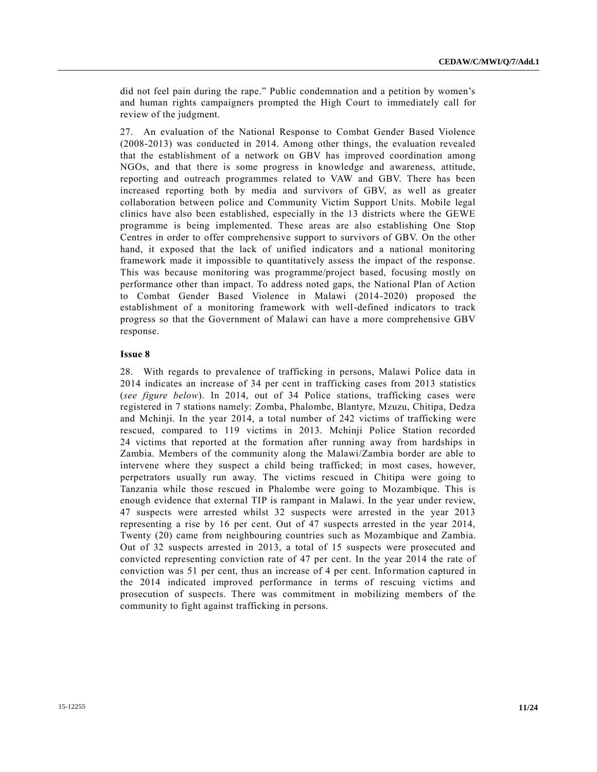did not feel pain during the rape." Public condemnation and a petition by women's and human rights campaigners prompted the High Court to immediately call for review of the judgment.

27. An evaluation of the National Response to Combat Gender Based Violence (2008-2013) was conducted in 2014. Among other things, the evaluation revealed that the establishment of a network on GBV has improved coordination among NGOs, and that there is some progress in knowledge and awareness, attitude, reporting and outreach programmes related to VAW and GBV. There has been increased reporting both by media and survivors of GBV, as well as greater collaboration between police and Community Victim Support Units. Mobile legal clinics have also been established, especially in the 13 districts where the GEWE programme is being implemented. These areas are also establishing One Stop Centres in order to offer comprehensive support to survivors of GBV. On the other hand, it exposed that the lack of unified indicators and a national monitoring framework made it impossible to quantitatively assess the impact of the response. This was because monitoring was programme/project based, focusing mostly on performance other than impact. To address noted gaps, the National Plan of Action to Combat Gender Based Violence in Malawi (2014-2020) proposed the establishment of a monitoring framework with well-defined indicators to track progress so that the Government of Malawi can have a more comprehensive GBV response.

**Issue 8**

28. With regards to prevalence of trafficking in persons, Malawi Police data in 2014 indicates an increase of 34 per cent in trafficking cases from 2013 statistics (*see figure below*). In 2014, out of 34 Police stations, trafficking cases were registered in 7 stations namely: Zomba, Phalombe, Blantyre, Mzuzu, Chitipa, Dedza and Mchinji. In the year 2014, a total number of 242 victims of trafficking were rescued, compared to 119 victims in 2013. Mchinji Police Station recorded 24 victims that reported at the formation after running away from hardships in Zambia. Members of the community along the Malawi/Zambia border are able to intervene where they suspect a child being trafficked; in most cases, however, perpetrators usually run away. The victims rescued in Chitipa were going to Tanzania while those rescued in Phalombe were going to Mozambique. This is enough evidence that external TIP is rampant in Malawi. In the year under review, 47 suspects were arrested whilst 32 suspects were arrested in the year 2013 representing a rise by 16 per cent. Out of 47 suspects arrested in the year 2014, Twenty (20) came from neighbouring countries such as Mozambique and Zambia. Out of 32 suspects arrested in 2013, a total of 15 suspects were prosecuted and convicted representing conviction rate of 47 per cent. In the year 2014 the rate of conviction was 51 per cent, thus an increase of 4 per cent. Information captured in the 2014 indicated improved performance in terms of rescuing victims and prosecution of suspects. There was commitment in mobilizing members of the community to fight against trafficking in persons.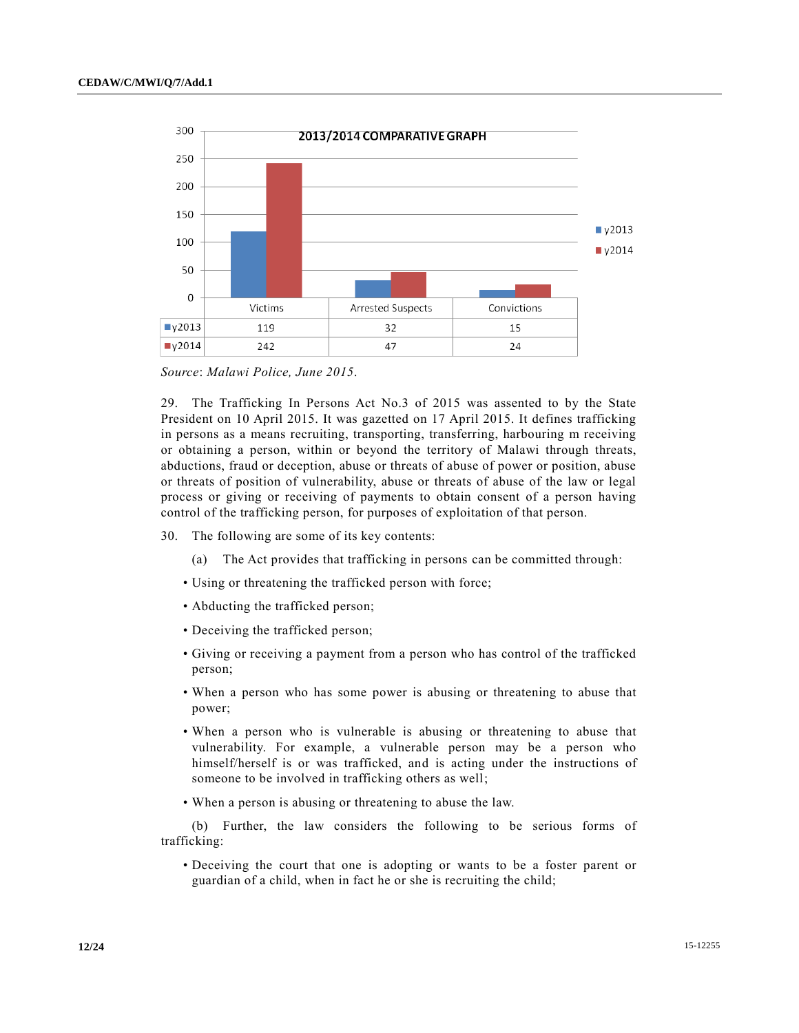**2013/2014 COMPARATIVE GRAPH**

| | Victims | Arrested Suspects | Convictions |
|---|---|---|---|
| y2013 | 119 | 32 | 15 |
| y2014 | 242 | 47 | 24 |

*Source*: *Malawi Police, June 2015*.

29. The Trafficking In Persons Act No.3 of 2015 was assented to by the State President on 10 April 2015. It was gazetted on 17 April 2015. It defines trafficking in persons as a means recruiting, transporting, transferring, harbouring m receiving or obtaining a person, within or beyond the territory of Malawi through threats, abductions, fraud or deception, abuse or threats of abuse of power or position, abuse or threats of position of vulnerability, abuse or threats of abuse of the law or legal process or giving or receiving of payments to obtain consent of a person having control of the trafficking person, for purposes of exploitation of that person.

30. The following are some of its key contents:

(a) The Act provides that trafficking in persons can be committed through:

- Using or threatening the trafficked person with force;
- Abducting the trafficked person;
- Deceiving the trafficked person;
- Giving or receiving a payment from a person who has control of the trafficked person;
- When a person who has some power is abusing or threatening to abuse that power;
- When a person who is vulnerable is abusing or threatening to abuse that vulnerability. For example, a vulnerable person may be a person who himself/herself is or was trafficked, and is acting under the instructions of someone to be involved in trafficking others as well;
- When a person is abusing or threatening to abuse the law.

(b) Further, the law considers the following to be serious forms of trafficking:

- Deceiving the court that one is adopting or wants to be a foster parent or guardian of a child, when in fact he or she is recruiting the child;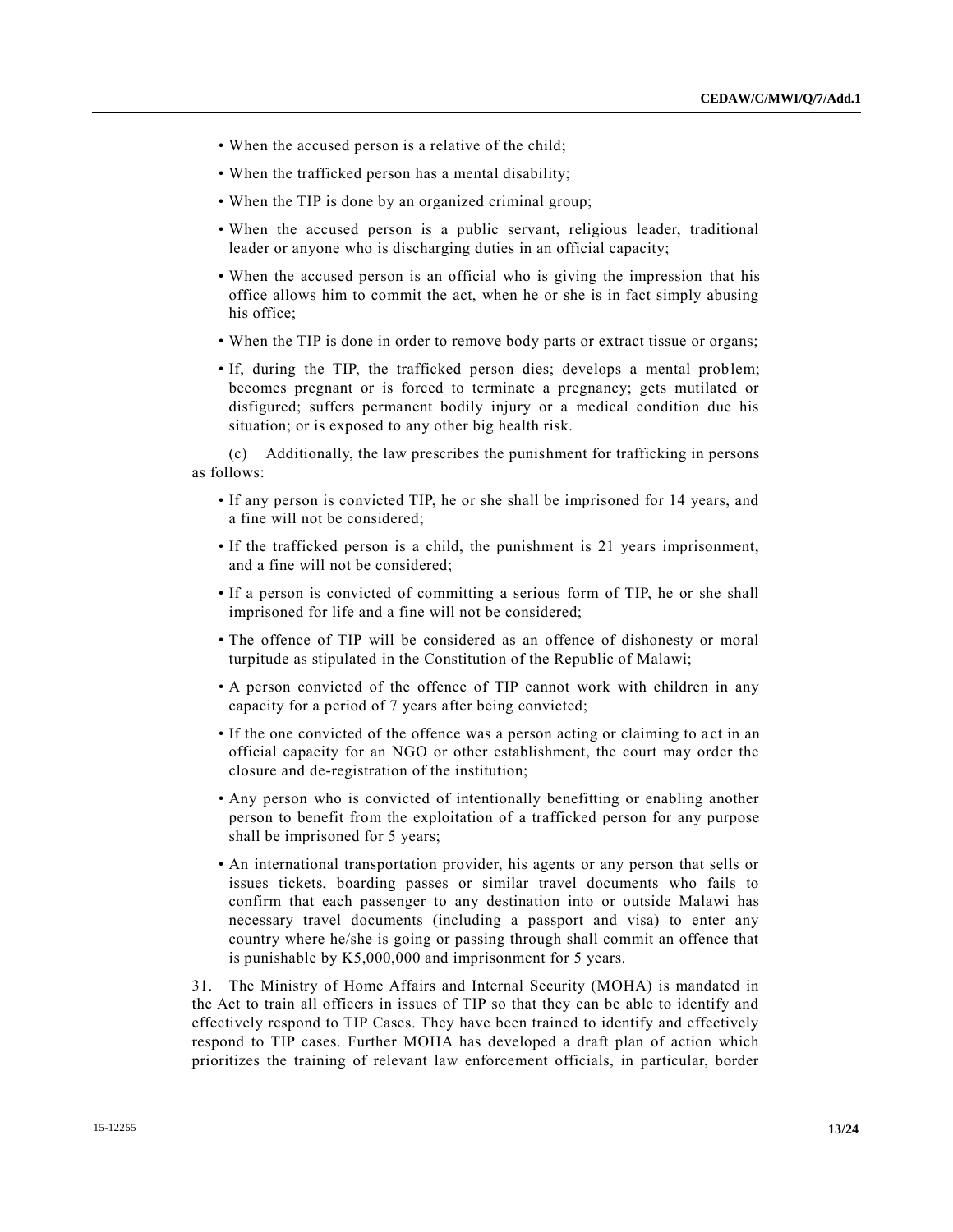- When the accused person is a relative of the child;
- When the trafficked person has a mental disability;
- When the TIP is done by an organized criminal group;
- When the accused person is a public servant, religious leader, traditional leader or anyone who is discharging duties in an official capacity;
- When the accused person is an official who is giving the impression that his office allows him to commit the act, when he or she is in fact simply abusing his office;
- When the TIP is done in order to remove body parts or extract tissue or organs;
- If, during the TIP, the trafficked person dies; develops a mental problem; becomes pregnant or is forced to terminate a pregnancy; gets mutilated or disfigured; suffers permanent bodily injury or a medical condition due his situation; or is exposed to any other big health risk.

(c) Additionally, the law prescribes the punishment for trafficking in persons as follows:

- If any person is convicted TIP, he or she shall be imprisoned for 14 years, and a fine will not be considered;
- If the trafficked person is a child, the punishment is 21 years imprisonment, and a fine will not be considered;
- If a person is convicted of committing a serious form of TIP, he or she shall imprisoned for life and a fine will not be considered;
- The offence of TIP will be considered as an offence of dishonesty or moral turpitude as stipulated in the Constitution of the Republic of Malawi;
- A person convicted of the offence of TIP cannot work with children in any capacity for a period of 7 years after being convicted;
- If the one convicted of the offence was a person acting or claiming to act in an official capacity for an NGO or other establishment, the court may order the closure and de-registration of the institution;
- Any person who is convicted of intentionally benefitting or enabling another person to benefit from the exploitation of a trafficked person for any purpose shall be imprisoned for 5 years;
- An international transportation provider, his agents or any person that sells or issues tickets, boarding passes or similar travel documents who fails to confirm that each passenger to any destination into or outside Malawi has necessary travel documents (including a passport and visa) to enter any country where he/she is going or passing through shall commit an offence that is punishable by K5,000,000 and imprisonment for 5 years.

31. The Ministry of Home Affairs and Internal Security (MOHA) is mandated in the Act to train all officers in issues of TIP so that they can be able to identify and effectively respond to TIP Cases. They have been trained to identify and effectively respond to TIP cases. Further MOHA has developed a draft plan of action which prioritizes the training of relevant law enforcement officials, in particular, border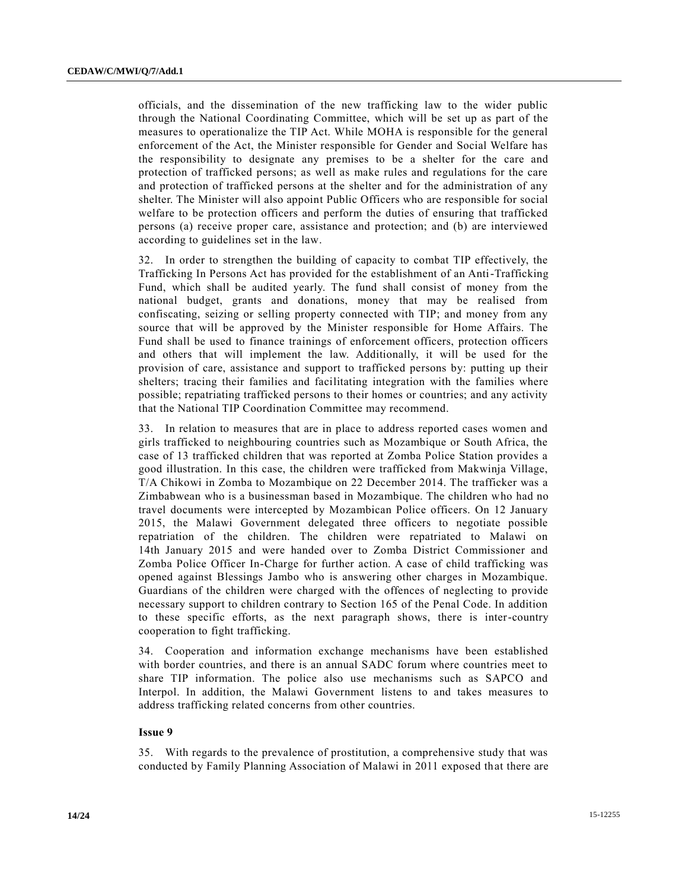officials, and the dissemination of the new trafficking law to the wider public through the National Coordinating Committee, which will be set up as part of the measures to operationalize the TIP Act. While MOHA is responsible for the general enforcement of the Act, the Minister responsible for Gender and Social Welfare has the responsibility to designate any premises to be a shelter for the care and protection of trafficked persons; as well as make rules and regulations for the care and protection of trafficked persons at the shelter and for the administration of any shelter. The Minister will also appoint Public Officers who are responsible for social welfare to be protection officers and perform the duties of ensuring that trafficked persons (a) receive proper care, assistance and protection; and (b) are interviewed according to guidelines set in the law.

32. In order to strengthen the building of capacity to combat TIP effectively, the Trafficking In Persons Act has provided for the establishment of an Anti-Trafficking Fund, which shall be audited yearly. The fund shall consist of money from the national budget, grants and donations, money that may be realised from confiscating, seizing or selling property connected with TIP; and money from any source that will be approved by the Minister responsible for Home Affairs. The Fund shall be used to finance trainings of enforcement officers, protection officers and others that will implement the law. Additionally, it will be used for the provision of care, assistance and support to trafficked persons by: putting up their shelters; tracing their families and facilitating integration with the families where possible; repatriating trafficked persons to their homes or countries; and any activity that the National TIP Coordination Committee may recommend.

33. In relation to measures that are in place to address reported cases women and girls trafficked to neighbouring countries such as Mozambique or South Africa, the case of 13 trafficked children that was reported at Zomba Police Station provides a good illustration. In this case, the children were trafficked from Makwinja Village, T/A Chikowi in Zomba to Mozambique on 22 December 2014. The trafficker was a Zimbabwean who is a businessman based in Mozambique. The children who had no travel documents were intercepted by Mozambican Police officers. On 12 January 2015, the Malawi Government delegated three officers to negotiate possible repatriation of the children. The children were repatriated to Malawi on 14th January 2015 and were handed over to Zomba District Commissioner and Zomba Police Officer In-Charge for further action. A case of child trafficking was opened against Blessings Jambo who is answering other charges in Mozambique. Guardians of the children were charged with the offences of neglecting to provide necessary support to children contrary to Section 165 of the Penal Code. In addition to these specific efforts, as the next paragraph shows, there is inter-country cooperation to fight trafficking.

34. Cooperation and information exchange mechanisms have been established with border countries, and there is an annual SADC forum where countries meet to share TIP information. The police also use mechanisms such as SAPCO and Interpol. In addition, the Malawi Government listens to and takes measures to address trafficking related concerns from other countries.

**Issue 9**

35. With regards to the prevalence of prostitution, a comprehensive study that was conducted by Family Planning Association of Malawi in 2011 exposed that there are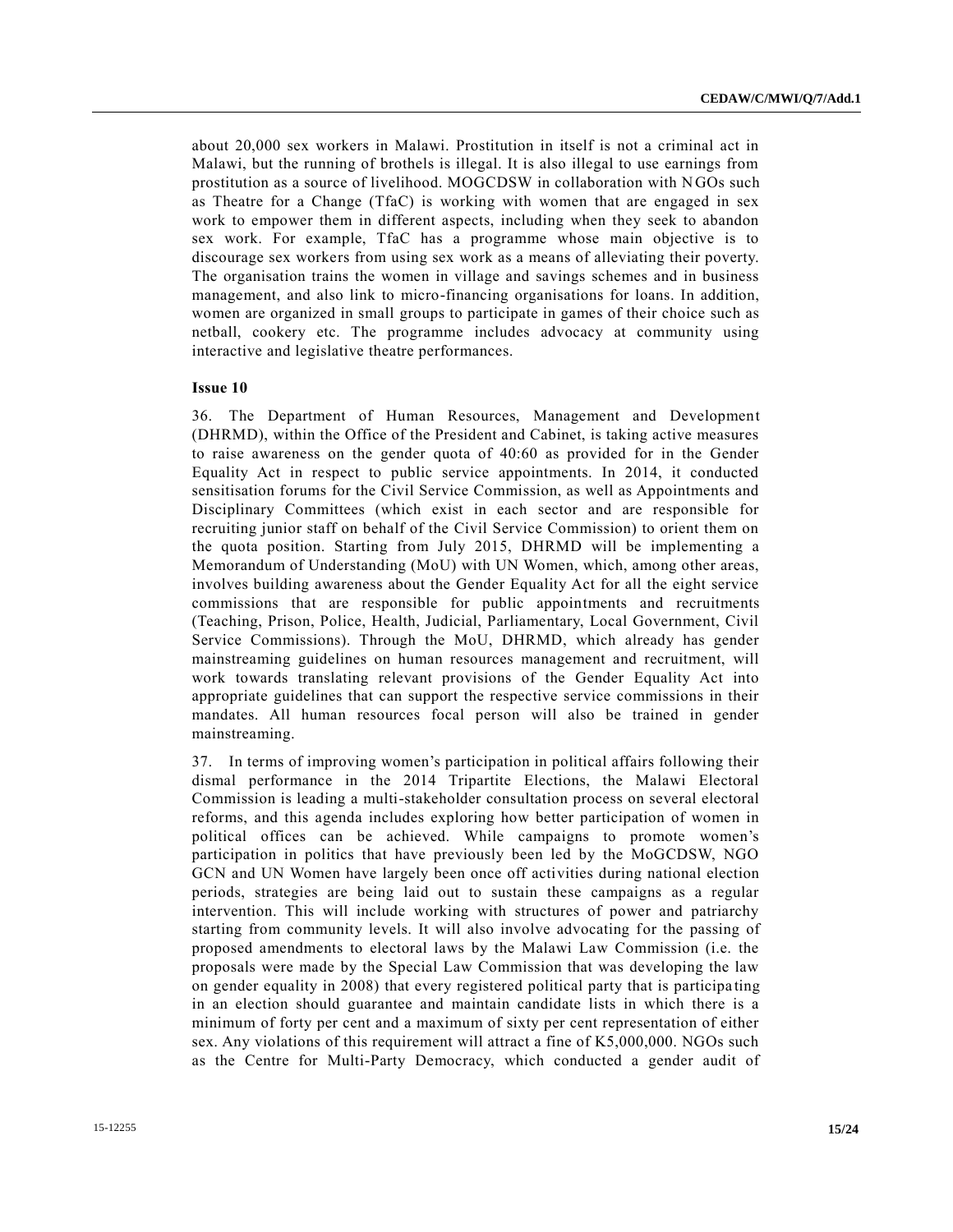about 20,000 sex workers in Malawi. Prostitution in itself is not a criminal act in Malawi, but the running of brothels is illegal. It is also illegal to use earnings from prostitution as a source of livelihood. MOGCDSW in collaboration with NGOs such as Theatre for a Change (TfaC) is working with women that are engaged in sex work to empower them in different aspects, including when they seek to abandon sex work. For example, TfaC has a programme whose main objective is to discourage sex workers from using sex work as a means of alleviating their poverty. The organisation trains the women in village and savings schemes and in business management, and also link to micro-financing organisations for loans. In addition, women are organized in small groups to participate in games of their choice such as netball, cookery etc. The programme includes advocacy at community using interactive and legislative theatre performances.

**Issue 10**

36. The Department of Human Resources, Management and Development (DHRMD), within the Office of the President and Cabinet, is taking active measures to raise awareness on the gender quota of 40:60 as provided for in the Gender Equality Act in respect to public service appointments. In 2014, it conducted sensitisation forums for the Civil Service Commission, as well as Appointments and Disciplinary Committees (which exist in each sector and are responsible for recruiting junior staff on behalf of the Civil Service Commission) to orient them on the quota position. Starting from July 2015, DHRMD will be implementing a Memorandum of Understanding (MoU) with UN Women, which, among other areas, involves building awareness about the Gender Equality Act for all the eight service commissions that are responsible for public appointments and recruitments (Teaching, Prison, Police, Health, Judicial, Parliamentary, Local Government, Civil Service Commissions). Through the MoU, DHRMD, which already has gender mainstreaming guidelines on human resources management and recruitment, will work towards translating relevant provisions of the Gender Equality Act into appropriate guidelines that can support the respective service commissions in their mandates. All human resources focal person will also be trained in gender mainstreaming.

37. In terms of improving women's participation in political affairs following their dismal performance in the 2014 Tripartite Elections, the Malawi Electoral Commission is leading a multi-stakeholder consultation process on several electoral reforms, and this agenda includes exploring how better participation of women in political offices can be achieved. While campaigns to promote women's participation in politics that have previously been led by the MoGCDSW, NGO GCN and UN Women have largely been once off activities during national election periods, strategies are being laid out to sustain these campaigns as a regular intervention. This will include working with structures of power and patriarchy starting from community levels. It will also involve advocating for the passing of proposed amendments to electoral laws by the Malawi Law Commission (i.e. the proposals were made by the Special Law Commission that was developing the law on gender equality in 2008) that every registered political party that is participating in an election should guarantee and maintain candidate lists in which there is a minimum of forty per cent and a maximum of sixty per cent representation of either sex. Any violations of this requirement will attract a fine of K5,000,000. NGOs such as the Centre for Multi-Party Democracy, which conducted a gender audit of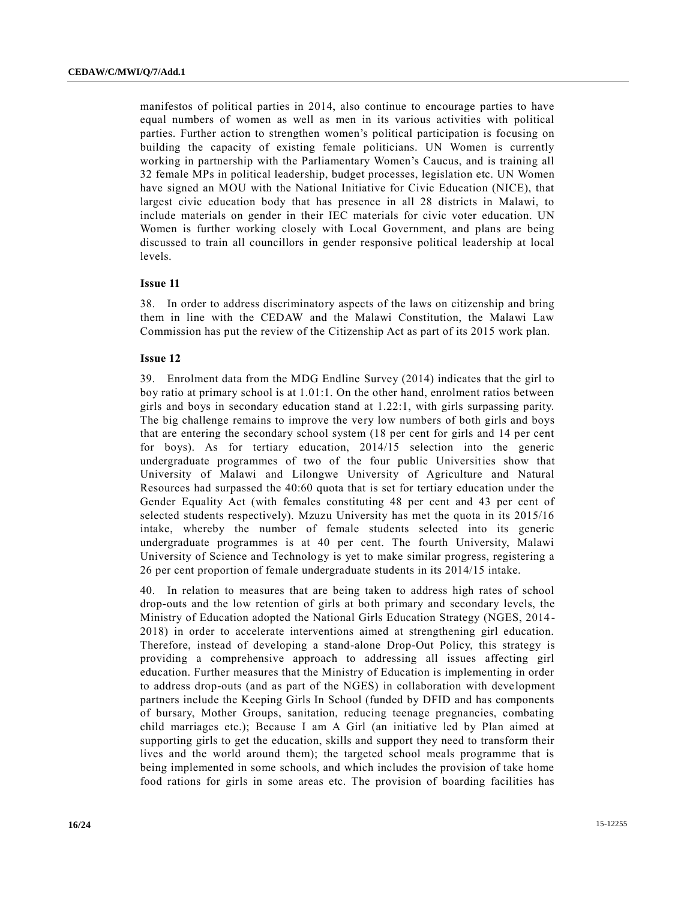manifestos of political parties in 2014, also continue to encourage parties to have equal numbers of women as well as men in its various activities with political parties. Further action to strengthen women's political participation is focusing on building the capacity of existing female politicians. UN Women is currently working in partnership with the Parliamentary Women's Caucus, and is training all 32 female MPs in political leadership, budget processes, legislation etc. UN Women have signed an MOU with the National Initiative for Civic Education (NICE), that largest civic education body that has presence in all 28 districts in Malawi, to include materials on gender in their IEC materials for civic voter education. UN Women is further working closely with Local Government, and plans are being discussed to train all councillors in gender responsive political leadership at local levels.

**Issue 11**

38. In order to address discriminatory aspects of the laws on citizenship and bring them in line with the CEDAW and the Malawi Constitution, the Malawi Law Commission has put the review of the Citizenship Act as part of its 2015 work plan.

**Issue 12**

39. Enrolment data from the MDG Endline Survey (2014) indicates that the girl to boy ratio at primary school is at 1.01:1. On the other hand, enrolment ratios between girls and boys in secondary education stand at 1.22:1, with girls surpassing parity. The big challenge remains to improve the very low numbers of both girls and boys that are entering the secondary school system (18 per cent for girls and 14 per cent for boys). As for tertiary education, 2014/15 selection into the generic undergraduate programmes of two of the four public Universities show that University of Malawi and Lilongwe University of Agriculture and Natural Resources had surpassed the 40:60 quota that is set for tertiary education under the Gender Equality Act (with females constituting 48 per cent and 43 per cent of selected students respectively). Mzuzu University has met the quota in its 2015/16 intake, whereby the number of female students selected into its generic undergraduate programmes is at 40 per cent. The fourth University, Malawi University of Science and Technology is yet to make similar progress, registering a 26 per cent proportion of female undergraduate students in its 2014/15 intake.

40. In relation to measures that are being taken to address high rates of school drop-outs and the low retention of girls at both primary and secondary levels, the Ministry of Education adopted the National Girls Education Strategy (NGES, 2014-2018) in order to accelerate interventions aimed at strengthening girl education. Therefore, instead of developing a stand-alone Drop-Out Policy, this strategy is providing a comprehensive approach to addressing all issues affecting girl education. Further measures that the Ministry of Education is implementing in order to address drop-outs (and as part of the NGES) in collaboration with development partners include the Keeping Girls In School (funded by DFID and has components of bursary, Mother Groups, sanitation, reducing teenage pregnancies, combating child marriages etc.); Because I am A Girl (an initiative led by Plan aimed at supporting girls to get the education, skills and support they need to transform their lives and the world around them); the targeted school meals programme that is being implemented in some schools, and which includes the provision of take home food rations for girls in some areas etc. The provision of boarding facilities has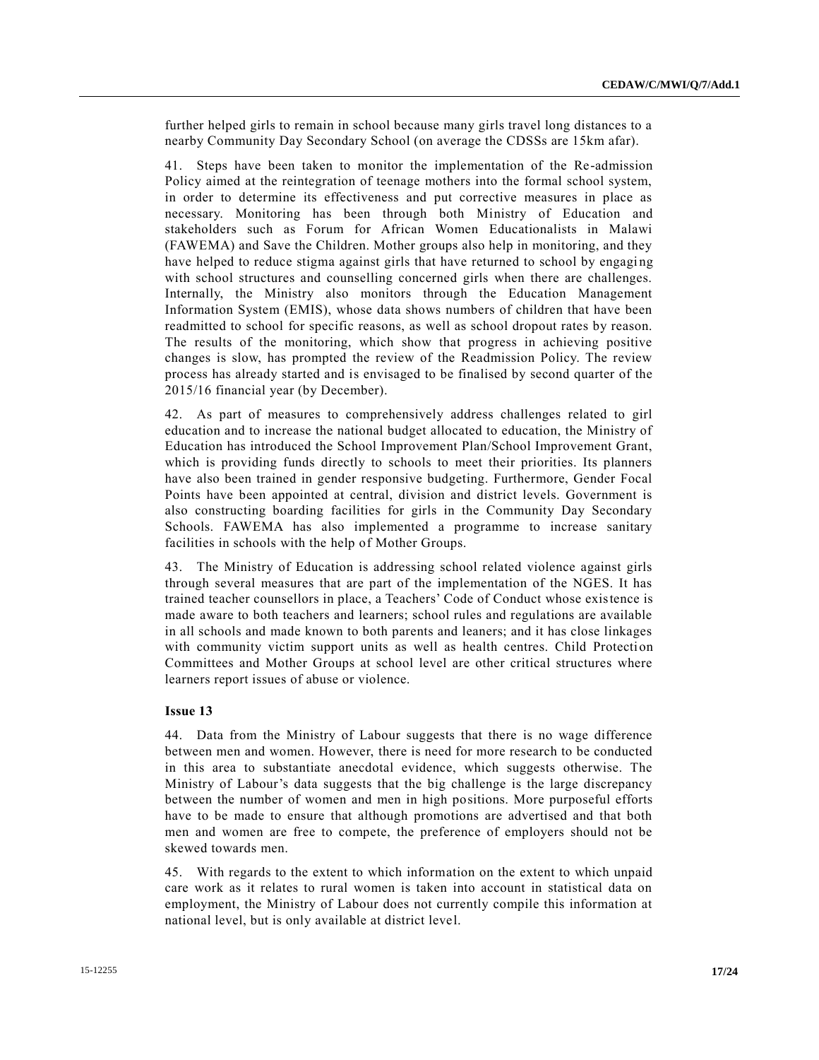further helped girls to remain in school because many girls travel long distances to a nearby Community Day Secondary School (on average the CDSSs are 15km afar).

41. Steps have been taken to monitor the implementation of the Re-admission Policy aimed at the reintegration of teenage mothers into the formal school system, in order to determine its effectiveness and put corrective measures in place as necessary. Monitoring has been through both Ministry of Education and stakeholders such as Forum for African Women Educationalists in Malawi (FAWEMA) and Save the Children. Mother groups also help in monitoring, and they have helped to reduce stigma against girls that have returned to school by engaging with school structures and counselling concerned girls when there are challenges. Internally, the Ministry also monitors through the Education Management Information System (EMIS), whose data shows numbers of children that have been readmitted to school for specific reasons, as well as school dropout rates by reason. The results of the monitoring, which show that progress in achieving positive changes is slow, has prompted the review of the Readmission Policy. The review process has already started and is envisaged to be finalised by second quarter of the 2015/16 financial year (by December).

42. As part of measures to comprehensively address challenges related to girl education and to increase the national budget allocated to education, the Ministry of Education has introduced the School Improvement Plan/School Improvement Grant, which is providing funds directly to schools to meet their priorities. Its planners have also been trained in gender responsive budgeting. Furthermore, Gender Focal Points have been appointed at central, division and district levels. Government is also constructing boarding facilities for girls in the Community Day Secondary Schools. FAWEMA has also implemented a programme to increase sanitary facilities in schools with the help of Mother Groups.

43. The Ministry of Education is addressing school related violence against girls through several measures that are part of the implementation of the NGES. It has trained teacher counsellors in place, a Teachers' Code of Conduct whose existence is made aware to both teachers and learners; school rules and regulations are available in all schools and made known to both parents and leaners; and it has close linkages with community victim support units as well as health centres. Child Protection Committees and Mother Groups at school level are other critical structures where learners report issues of abuse or violence.

### Issue 13

44. Data from the Ministry of Labour suggests that there is no wage difference between men and women. However, there is need for more research to be conducted in this area to substantiate anecdotal evidence, which suggests otherwise. The Ministry of Labour's data suggests that the big challenge is the large discrepancy between the number of women and men in high positions. More purposeful efforts have to be made to ensure that although promotions are advertised and that both men and women are free to compete, the preference of employers should not be skewed towards men.

45. With regards to the extent to which information on the extent to which unpaid care work as it relates to rural women is taken into account in statistical data on employment, the Ministry of Labour does not currently compile this information at national level, but is only available at district level.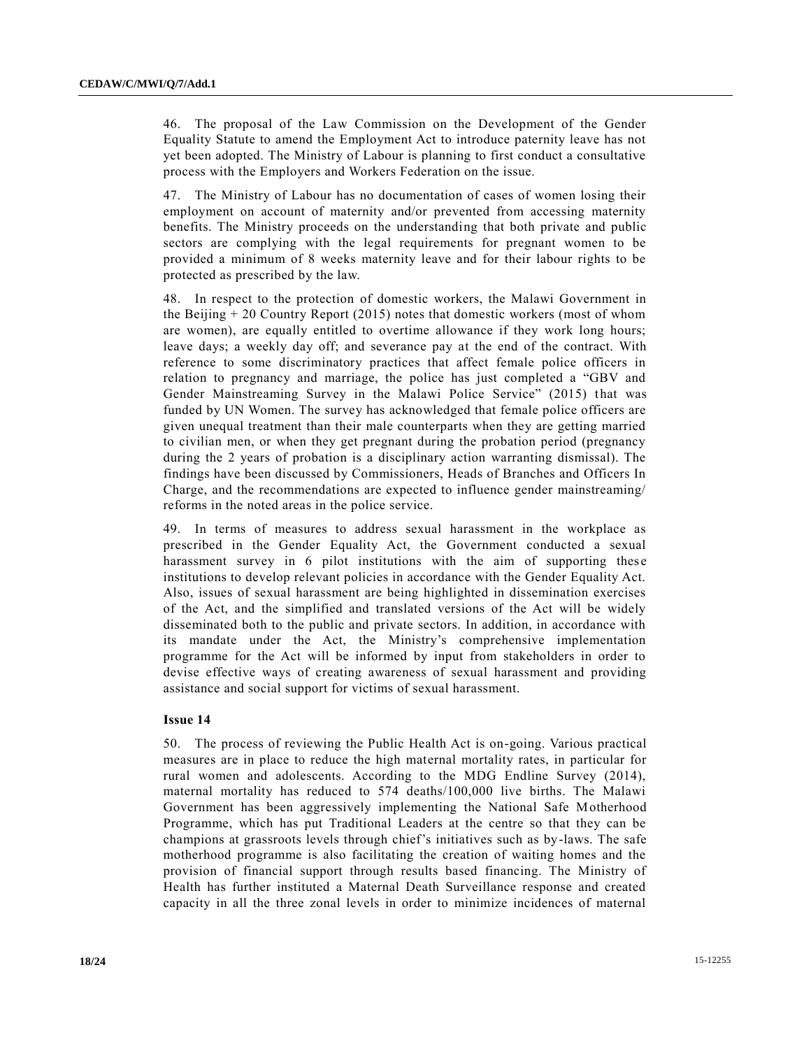46. The proposal of the Law Commission on the Development of the Gender Equality Statute to amend the Employment Act to introduce paternity leave has not yet been adopted. The Ministry of Labour is planning to first conduct a consultative process with the Employers and Workers Federation on the issue.

47. The Ministry of Labour has no documentation of cases of women losing their employment on account of maternity and/or prevented from accessing maternity benefits. The Ministry proceeds on the understanding that both private and public sectors are complying with the legal requirements for pregnant women to be provided a minimum of 8 weeks maternity leave and for their labour rights to be protected as prescribed by the law.

48. In respect to the protection of domestic workers, the Malawi Government in the Beijing + 20 Country Report (2015) notes that domestic workers (most of whom are women), are equally entitled to overtime allowance if they work long hours; leave days; a weekly day off; and severance pay at the end of the contract. With reference to some discriminatory practices that affect female police officers in relation to pregnancy and marriage, the police has just completed a "GBV and Gender Mainstreaming Survey in the Malawi Police Service" (2015) that was funded by UN Women. The survey has acknowledged that female police officers are given unequal treatment than their male counterparts when they are getting married to civilian men, or when they get pregnant during the probation period (pregnancy during the 2 years of probation is a disciplinary action warranting dismissal). The findings have been discussed by Commissioners, Heads of Branches and Officers In Charge, and the recommendations are expected to influence gender mainstreaming/ reforms in the noted areas in the police service.

49. In terms of measures to address sexual harassment in the workplace as prescribed in the Gender Equality Act, the Government conducted a sexual harassment survey in 6 pilot institutions with the aim of supporting these institutions to develop relevant policies in accordance with the Gender Equality Act. Also, issues of sexual harassment are being highlighted in dissemination exercises of the Act, and the simplified and translated versions of the Act will be widely disseminated both to the public and private sectors. In addition, in accordance with its mandate under the Act, the Ministry's comprehensive implementation programme for the Act will be informed by input from stakeholders in order to devise effective ways of creating awareness of sexual harassment and providing assistance and social support for victims of sexual harassment.

### Issue 14

50. The process of reviewing the Public Health Act is on-going. Various practical measures are in place to reduce the high maternal mortality rates, in particular for rural women and adolescents. According to the MDG Endline Survey (2014), maternal mortality has reduced to 574 deaths/100,000 live births. The Malawi Government has been aggressively implementing the National Safe Motherhood Programme, which has put Traditional Leaders at the centre so that they can be champions at grassroots levels through chief's initiatives such as by-laws. The safe motherhood programme is also facilitating the creation of waiting homes and the provision of financial support through results based financing. The Ministry of Health has further instituted a Maternal Death Surveillance response and created capacity in all the three zonal levels in order to minimize incidences of maternal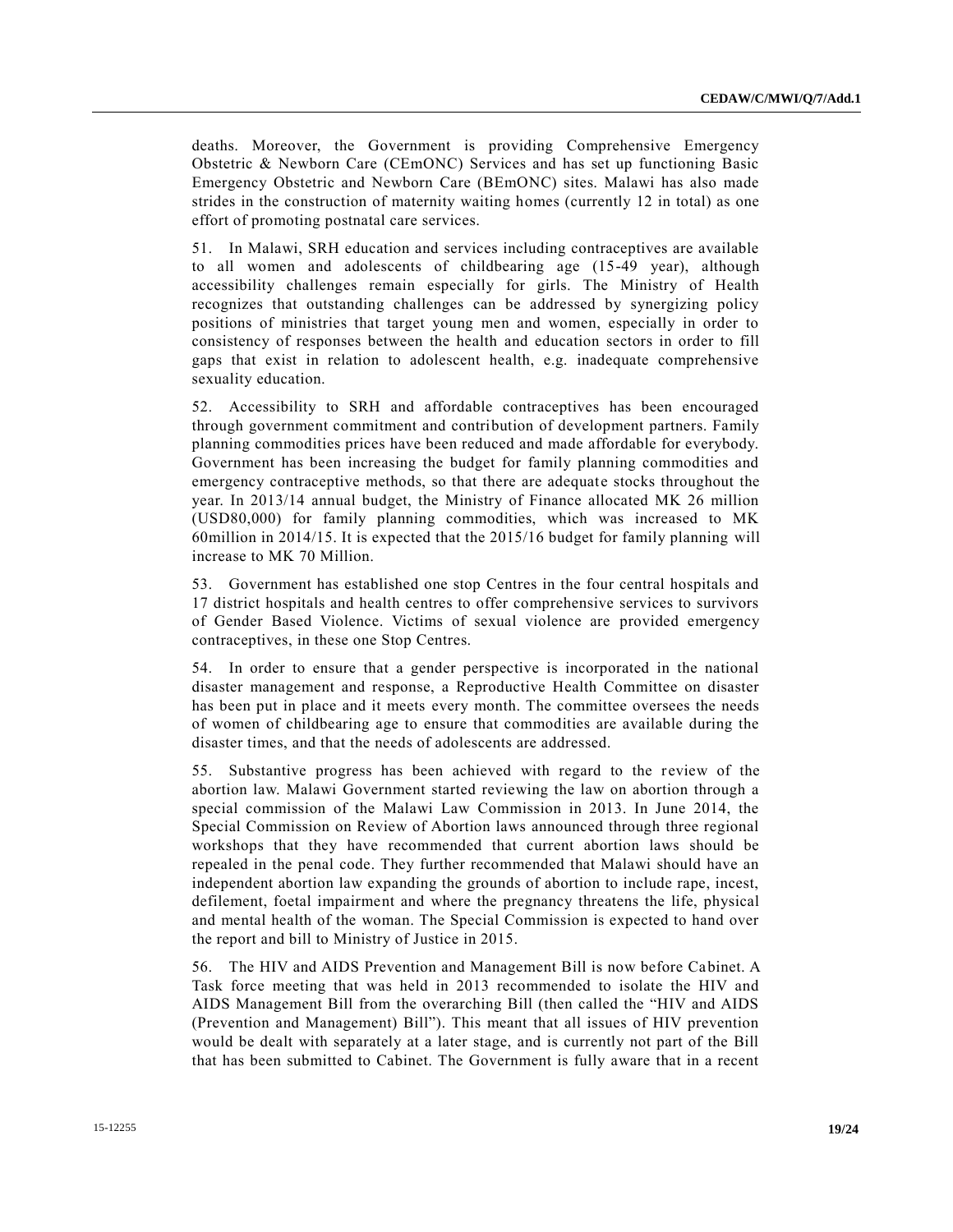deaths. Moreover, the Government is providing Comprehensive Emergency Obstetric & Newborn Care (CEmONC) Services and has set up functioning Basic Emergency Obstetric and Newborn Care (BEmONC) sites. Malawi has also made strides in the construction of maternity waiting homes (currently 12 in total) as one effort of promoting postnatal care services.

51. In Malawi, SRH education and services including contraceptives are available to all women and adolescents of childbearing age (15-49 year), although accessibility challenges remain especially for girls. The Ministry of Health recognizes that outstanding challenges can be addressed by synergizing policy positions of ministries that target young men and women, especially in order to consistency of responses between the health and education sectors in order to fill gaps that exist in relation to adolescent health, e.g. inadequate comprehensive sexuality education.

52. Accessibility to SRH and affordable contraceptives has been encouraged through government commitment and contribution of development partners. Family planning commodities prices have been reduced and made affordable for everybody. Government has been increasing the budget for family planning commodities and emergency contraceptive methods, so that there are adequate stocks throughout the year. In 2013/14 annual budget, the Ministry of Finance allocated MK 26 million (USD80,000) for family planning commodities, which was increased to MK 60million in 2014/15. It is expected that the 2015/16 budget for family planning will increase to MK 70 Million.

53. Government has established one stop Centres in the four central hospitals and 17 district hospitals and health centres to offer comprehensive services to survivors of Gender Based Violence. Victims of sexual violence are provided emergency contraceptives, in these one Stop Centres.

54. In order to ensure that a gender perspective is incorporated in the national disaster management and response, a Reproductive Health Committee on disaster has been put in place and it meets every month. The committee oversees the needs of women of childbearing age to ensure that commodities are available during the disaster times, and that the needs of adolescents are addressed.

55. Substantive progress has been achieved with regard to the review of the abortion law. Malawi Government started reviewing the law on abortion through a special commission of the Malawi Law Commission in 2013. In June 2014, the Special Commission on Review of Abortion laws announced through three regional workshops that they have recommended that current abortion laws should be repealed in the penal code. They further recommended that Malawi should have an independent abortion law expanding the grounds of abortion to include rape, incest, defilement, foetal impairment and where the pregnancy threatens the life, physical and mental health of the woman. The Special Commission is expected to hand over the report and bill to Ministry of Justice in 2015.

56. The HIV and AIDS Prevention and Management Bill is now before Cabinet. A Task force meeting that was held in 2013 recommended to isolate the HIV and AIDS Management Bill from the overarching Bill (then called the "HIV and AIDS (Prevention and Management) Bill"). This meant that all issues of HIV prevention would be dealt with separately at a later stage, and is currently not part of the Bill that has been submitted to Cabinet. The Government is fully aware that in a recent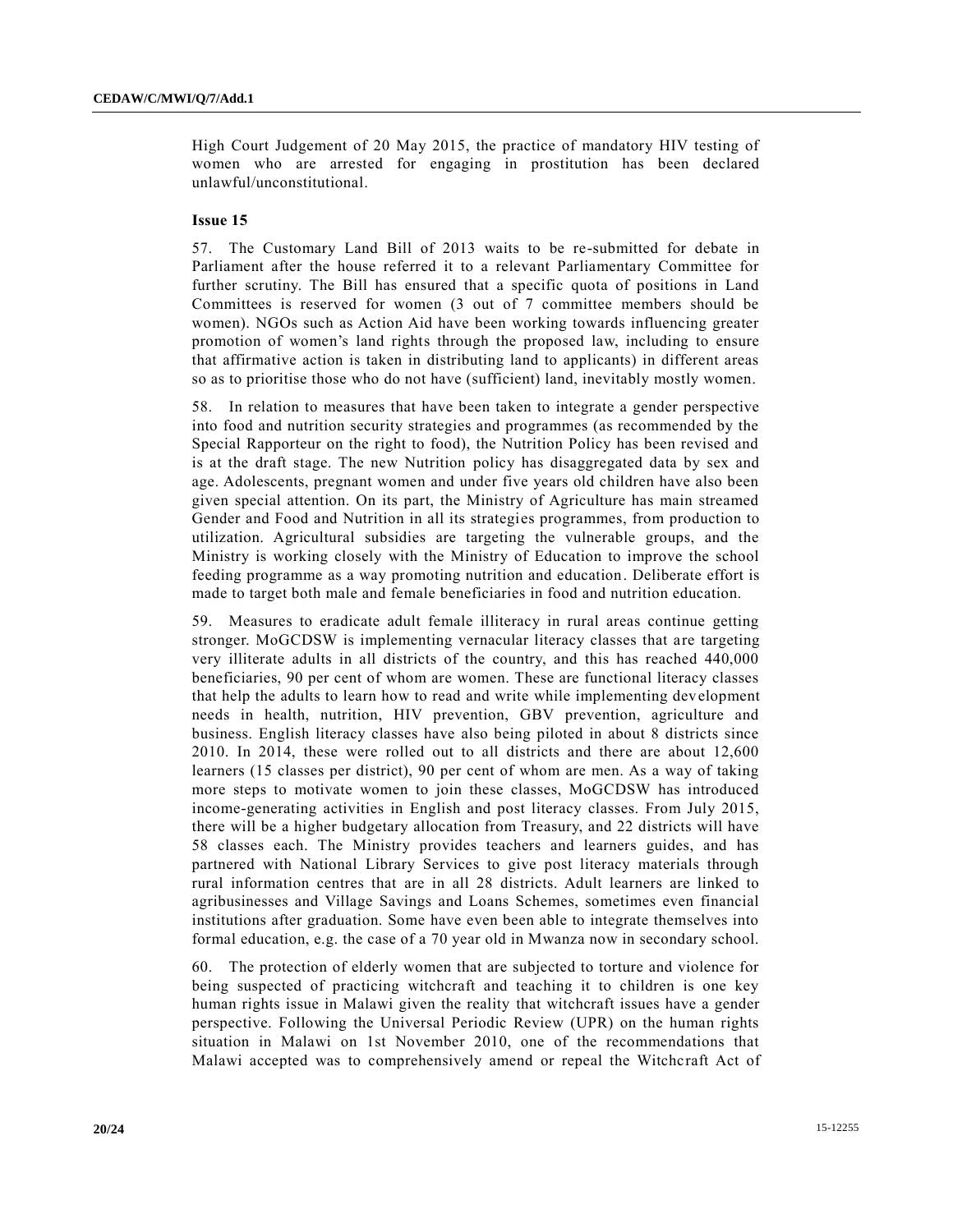High Court Judgement of 20 May 2015, the practice of mandatory HIV testing of women who are arrested for engaging in prostitution has been declared unlawful/unconstitutional.

**Issue 15**

57. The Customary Land Bill of 2013 waits to be re-submitted for debate in Parliament after the house referred it to a relevant Parliamentary Committee for further scrutiny. The Bill has ensured that a specific quota of positions in Land Committees is reserved for women (3 out of 7 committee members should be women). NGOs such as Action Aid have been working towards influencing greater promotion of women's land rights through the proposed law, including to ensure that affirmative action is taken in distributing land to applicants) in different areas so as to prioritise those who do not have (sufficient) land, inevitably mostly women.

58. In relation to measures that have been taken to integrate a gender perspective into food and nutrition security strategies and programmes (as recommended by the Special Rapporteur on the right to food), the Nutrition Policy has been revised and is at the draft stage. The new Nutrition policy has disaggregated data by sex and age. Adolescents, pregnant women and under five years old children have also been given special attention. On its part, the Ministry of Agriculture has main streamed Gender and Food and Nutrition in all its strategies programmes, from production to utilization. Agricultural subsidies are targeting the vulnerable groups, and the Ministry is working closely with the Ministry of Education to improve the school feeding programme as a way promoting nutrition and education. Deliberate effort is made to target both male and female beneficiaries in food and nutrition education.

59. Measures to eradicate adult female illiteracy in rural areas continue getting stronger. MoGCDSW is implementing vernacular literacy classes that are targeting very illiterate adults in all districts of the country, and this has reached 440,000 beneficiaries, 90 per cent of whom are women. These are functional literacy classes that help the adults to learn how to read and write while implementing development needs in health, nutrition, HIV prevention, GBV prevention, agriculture and business. English literacy classes have also being piloted in about 8 districts since 2010. In 2014, these were rolled out to all districts and there are about 12,600 learners (15 classes per district), 90 per cent of whom are men. As a way of taking more steps to motivate women to join these classes, MoGCDSW has introduced income-generating activities in English and post literacy classes. From July 2015, there will be a higher budgetary allocation from Treasury, and 22 districts will have 58 classes each. The Ministry provides teachers and learners guides, and has partnered with National Library Services to give post literacy materials through rural information centres that are in all 28 districts. Adult learners are linked to agribusinesses and Village Savings and Loans Schemes, sometimes even financial institutions after graduation. Some have even been able to integrate themselves into formal education, e.g. the case of a 70 year old in Mwanza now in secondary school.

60. The protection of elderly women that are subjected to torture and violence for being suspected of practicing witchcraft and teaching it to children is one key human rights issue in Malawi given the reality that witchcraft issues have a gender perspective. Following the Universal Periodic Review (UPR) on the human rights situation in Malawi on 1st November 2010, one of the recommendations that Malawi accepted was to comprehensively amend or repeal the Witchcraft Act of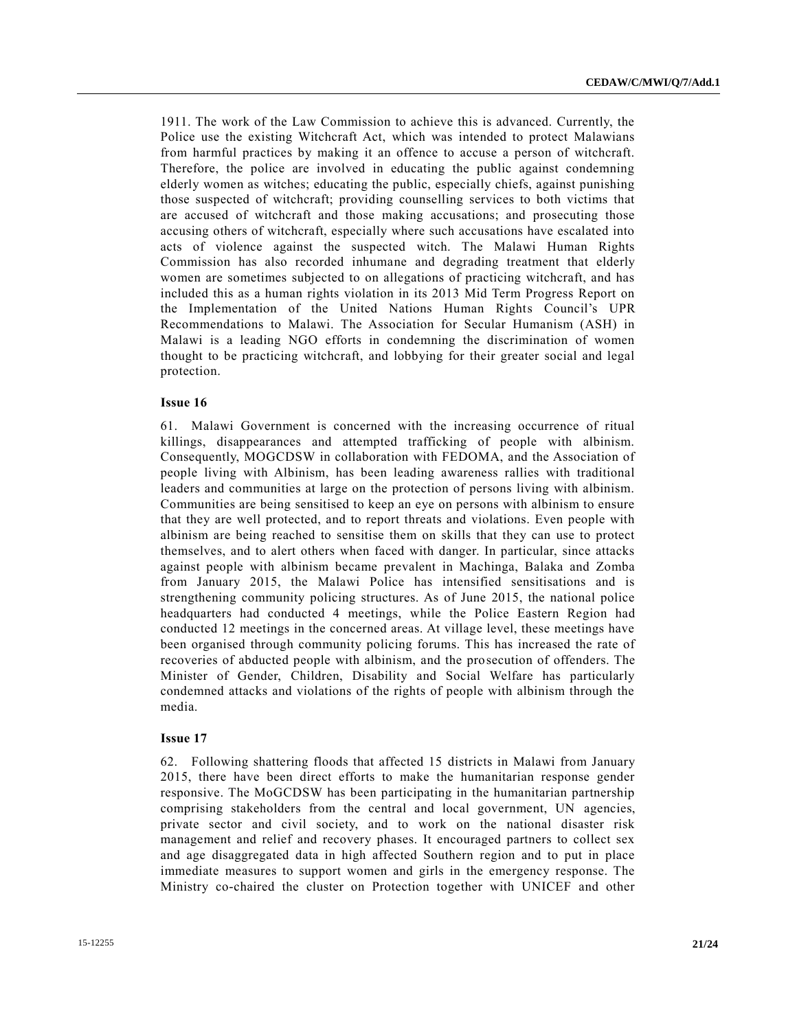1911. The work of the Law Commission to achieve this is advanced. Currently, the Police use the existing Witchcraft Act, which was intended to protect Malawians from harmful practices by making it an offence to accuse a person of witchcraft. Therefore, the police are involved in educating the public against condemning elderly women as witches; educating the public, especially chiefs, against punishing those suspected of witchcraft; providing counselling services to both victims that are accused of witchcraft and those making accusations; and prosecuting those accusing others of witchcraft, especially where such accusations have escalated into acts of violence against the suspected witch. The Malawi Human Rights Commission has also recorded inhumane and degrading treatment that elderly women are sometimes subjected to on allegations of practicing witchcraft, and has included this as a human rights violation in its 2013 Mid Term Progress Report on the Implementation of the United Nations Human Rights Council's UPR Recommendations to Malawi. The Association for Secular Humanism (ASH) in Malawi is a leading NGO efforts in condemning the discrimination of women thought to be practicing witchcraft, and lobbying for their greater social and legal protection.

**Issue 16**

61. Malawi Government is concerned with the increasing occurrence of ritual killings, disappearances and attempted trafficking of people with albinism. Consequently, MOGCDSW in collaboration with FEDOMA, and the Association of people living with Albinism, has been leading awareness rallies with traditional leaders and communities at large on the protection of persons living with albinism. Communities are being sensitised to keep an eye on persons with albinism to ensure that they are well protected, and to report threats and violations. Even people with albinism are being reached to sensitise them on skills that they can use to protect themselves, and to alert others when faced with danger. In particular, since attacks against people with albinism became prevalent in Machinga, Balaka and Zomba from January 2015, the Malawi Police has intensified sensitisations and is strengthening community policing structures. As of June 2015, the national police headquarters had conducted 4 meetings, while the Police Eastern Region had conducted 12 meetings in the concerned areas. At village level, these meetings have been organised through community policing forums. This has increased the rate of recoveries of abducted people with albinism, and the prosecution of offenders. The Minister of Gender, Children, Disability and Social Welfare has particularly condemned attacks and violations of the rights of people with albinism through the media.

**Issue 17**

62. Following shattering floods that affected 15 districts in Malawi from January 2015, there have been direct efforts to make the humanitarian response gender responsive. The MoGCDSW has been participating in the humanitarian partnership comprising stakeholders from the central and local government, UN agencies, private sector and civil society, and to work on the national disaster risk management and relief and recovery phases. It encouraged partners to collect sex and age disaggregated data in high affected Southern region and to put in place immediate measures to support women and girls in the emergency response. The Ministry co-chaired the cluster on Protection together with UNICEF and other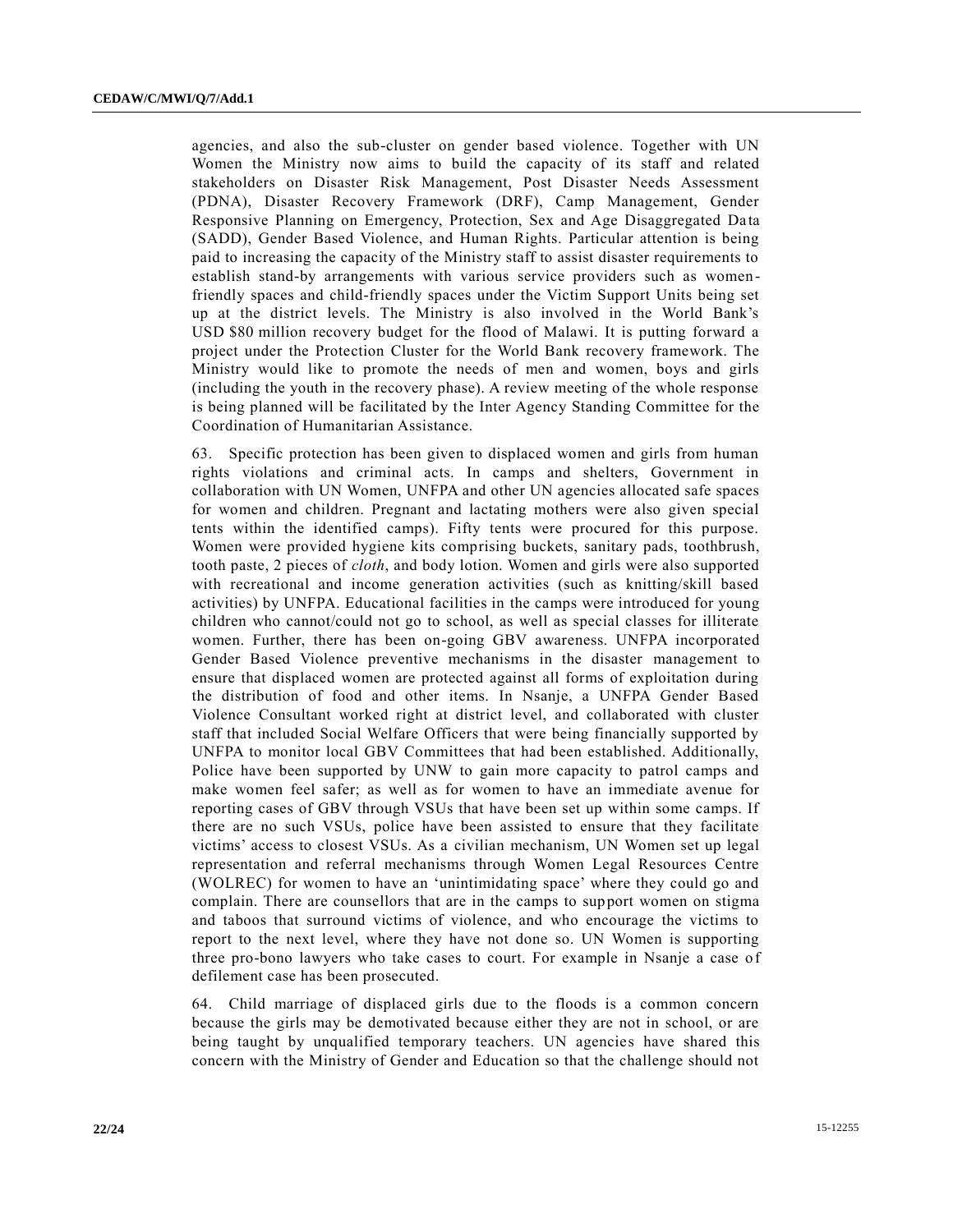agencies, and also the sub-cluster on gender based violence. Together with UN Women the Ministry now aims to build the capacity of its staff and related stakeholders on Disaster Risk Management, Post Disaster Needs Assessment (PDNA), Disaster Recovery Framework (DRF), Camp Management, Gender Responsive Planning on Emergency, Protection, Sex and Age Disaggregated Data (SADD), Gender Based Violence, and Human Rights. Particular attention is being paid to increasing the capacity of the Ministry staff to assist disaster requirements to establish stand-by arrangements with various service providers such as women-friendly spaces and child-friendly spaces under the Victim Support Units being set up at the district levels. The Ministry is also involved in the World Bank's USD $80 million recovery budget for the flood of Malawi. It is putting forward a project under the Protection Cluster for the World Bank recovery framework. The Ministry would like to promote the needs of men and women, boys and girls (including the youth in the recovery phase). A review meeting of the whole response is being planned will be facilitated by the Inter Agency Standing Committee for the Coordination of Humanitarian Assistance.

63. Specific protection has been given to displaced women and girls from human rights violations and criminal acts. In camps and shelters, Government in collaboration with UN Women, UNFPA and other UN agencies allocated safe spaces for women and children. Pregnant and lactating mothers were also given special tents within the identified camps). Fifty tents were procured for this purpose. Women were provided hygiene kits comprising buckets, sanitary pads, toothbrush, tooth paste, 2 pieces of *cloth*, and body lotion. Women and girls were also supported with recreational and income generation activities (such as knitting/skill based activities) by UNFPA. Educational facilities in the camps were introduced for young children who cannot/could not go to school, as well as special classes for illiterate women. Further, there has been on-going GBV awareness. UNFPA incorporated Gender Based Violence preventive mechanisms in the disaster management to ensure that displaced women are protected against all forms of exploitation during the distribution of food and other items. In Nsanje, a UNFPA Gender Based Violence Consultant worked right at district level, and collaborated with cluster staff that included Social Welfare Officers that were being financially supported by UNFPA to monitor local GBV Committees that had been established. Additionally, Police have been supported by UNW to gain more capacity to patrol camps and make women feel safer; as well as for women to have an immediate avenue for reporting cases of GBV through VSUs that have been set up within some camps. If there are no such VSUs, police have been assisted to ensure that they facilitate victims' access to closest VSUs. As a civilian mechanism, UN Women set up legal representation and referral mechanisms through Women Legal Resources Centre (WOLREC) for women to have an 'unintimidating space' where they could go and complain. There are counsellors that are in the camps to support women on stigma and taboos that surround victims of violence, and who encourage the victims to report to the next level, where they have not done so. UN Women is supporting three pro-bono lawyers who take cases to court. For example in Nsanje a case of defilement case has been prosecuted.

64. Child marriage of displaced girls due to the floods is a common concern because the girls may be demotivated because either they are not in school, or are being taught by unqualified temporary teachers. UN agencies have shared this concern with the Ministry of Gender and Education so that the challenge should not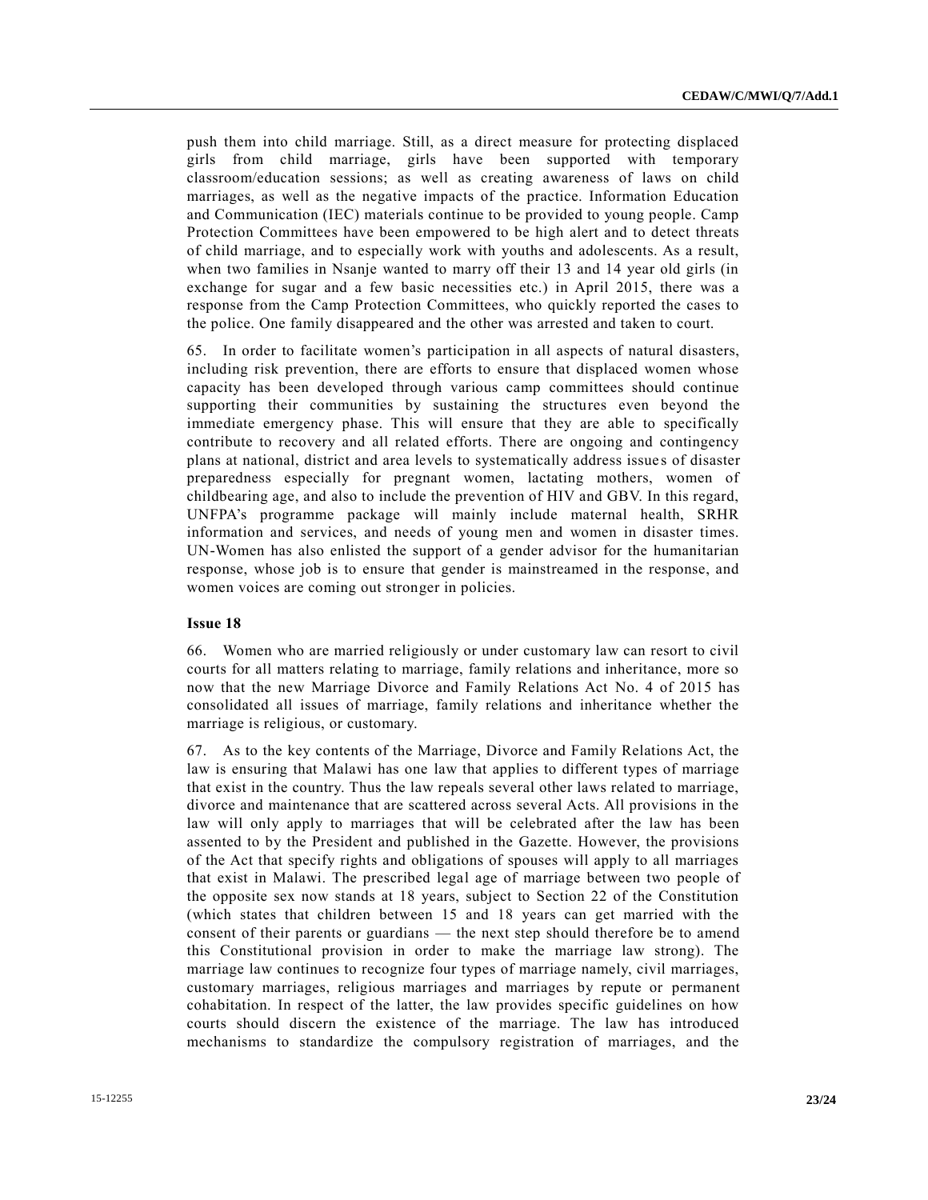push them into child marriage. Still, as a direct measure for protecting displaced girls from child marriage, girls have been supported with temporary classroom/education sessions; as well as creating awareness of laws on child marriages, as well as the negative impacts of the practice. Information Education and Communication (IEC) materials continue to be provided to young people. Camp Protection Committees have been empowered to be high alert and to detect threats of child marriage, and to especially work with youths and adolescents. As a result, when two families in Nsanje wanted to marry off their 13 and 14 year old girls (in exchange for sugar and a few basic necessities etc.) in April 2015, there was a response from the Camp Protection Committees, who quickly reported the cases to the police. One family disappeared and the other was arrested and taken to court.

65. In order to facilitate women's participation in all aspects of natural disasters, including risk prevention, there are efforts to ensure that displaced women whose capacity has been developed through various camp committees should continue supporting their communities by sustaining the structures even beyond the immediate emergency phase. This will ensure that they are able to specifically contribute to recovery and all related efforts. There are ongoing and contingency plans at national, district and area levels to systematically address issues of disaster preparedness especially for pregnant women, lactating mothers, women of childbearing age, and also to include the prevention of HIV and GBV. In this regard, UNFPA's programme package will mainly include maternal health, SRHR information and services, and needs of young men and women in disaster times. UN-Women has also enlisted the support of a gender advisor for the humanitarian response, whose job is to ensure that gender is mainstreamed in the response, and women voices are coming out stronger in policies.

### Issue 18

66. Women who are married religiously or under customary law can resort to civil courts for all matters relating to marriage, family relations and inheritance, more so now that the new Marriage Divorce and Family Relations Act No. 4 of 2015 has consolidated all issues of marriage, family relations and inheritance whether the marriage is religious, or customary.

67. As to the key contents of the Marriage, Divorce and Family Relations Act, the law is ensuring that Malawi has one law that applies to different types of marriage that exist in the country. Thus the law repeals several other laws related to marriage, divorce and maintenance that are scattered across several Acts. All provisions in the law will only apply to marriages that will be celebrated after the law has been assented to by the President and published in the Gazette. However, the provisions of the Act that specify rights and obligations of spouses will apply to all marriages that exist in Malawi. The prescribed legal age of marriage between two people of the opposite sex now stands at 18 years, subject to Section 22 of the Constitution (which states that children between 15 and 18 years can get married with the consent of their parents or guardians — the next step should therefore be to amend this Constitutional provision in order to make the marriage law strong). The marriage law continues to recognize four types of marriage namely, civil marriages, customary marriages, religious marriages and marriages by repute or permanent cohabitation. In respect of the latter, the law provides specific guidelines on how courts should discern the existence of the marriage. The law has introduced mechanisms to standardize the compulsory registration of marriages, and the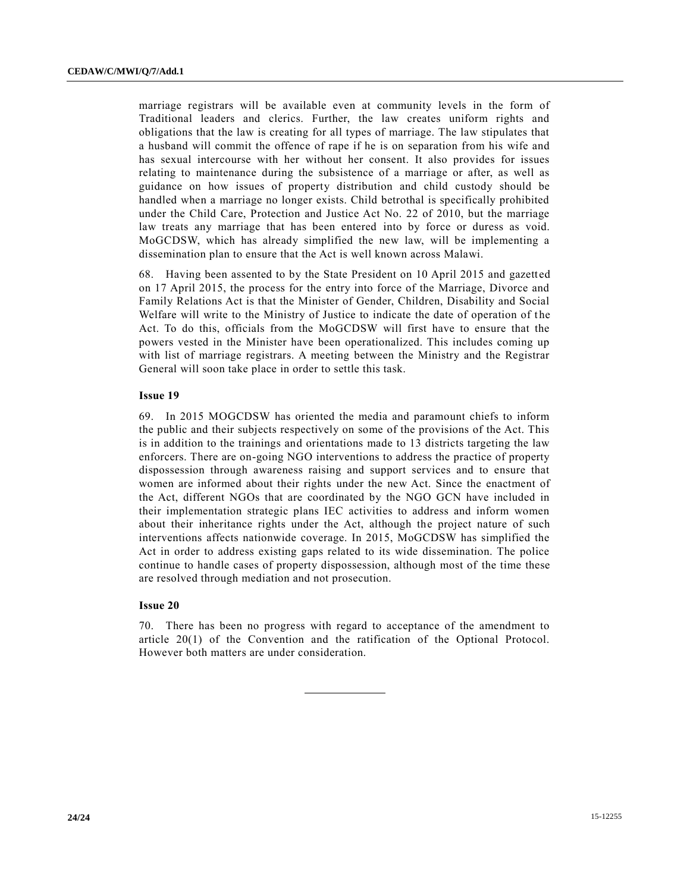marriage registrars will be available even at community levels in the form of Traditional leaders and clerics. Further, the law creates uniform rights and obligations that the law is creating for all types of marriage. The law stipulates that a husband will commit the offence of rape if he is on separation from his wife and has sexual intercourse with her without her consent. It also provides for issues relating to maintenance during the subsistence of a marriage or after, as well as guidance on how issues of property distribution and child custody should be handled when a marriage no longer exists. Child betrothal is specifically prohibited under the Child Care, Protection and Justice Act No. 22 of 2010, but the marriage law treats any marriage that has been entered into by force or duress as void. MoGCDSW, which has already simplified the new law, will be implementing a dissemination plan to ensure that the Act is well known across Malawi.

68. Having been assented to by the State President on 10 April 2015 and gazetted on 17 April 2015, the process for the entry into force of the Marriage, Divorce and Family Relations Act is that the Minister of Gender, Children, Disability and Social Welfare will write to the Ministry of Justice to indicate the date of operation of the Act. To do this, officials from the MoGCDSW will first have to ensure that the powers vested in the Minister have been operationalized. This includes coming up with list of marriage registrars. A meeting between the Ministry and the Registrar General will soon take place in order to settle this task.

**Issue 19**

69. In 2015 MOGCDSW has oriented the media and paramount chiefs to inform the public and their subjects respectively on some of the provisions of the Act. This is in addition to the trainings and orientations made to 13 districts targeting the law enforcers. There are on-going NGO interventions to address the practice of property dispossession through awareness raising and support services and to ensure that women are informed about their rights under the new Act. Since the enactment of the Act, different NGOs that are coordinated by the NGO GCN have included in their implementation strategic plans IEC activities to address and inform women about their inheritance rights under the Act, although the project nature of such interventions affects nationwide coverage. In 2015, MoGCDSW has simplified the Act in order to address existing gaps related to its wide dissemination. The police continue to handle cases of property dispossession, although most of the time these are resolved through mediation and not prosecution.

**Issue 20**

70. There has been no progress with regard to acceptance of the amendment to article 20(1) of the Convention and the ratification of the Optional Protocol. However both matters are under consideration.